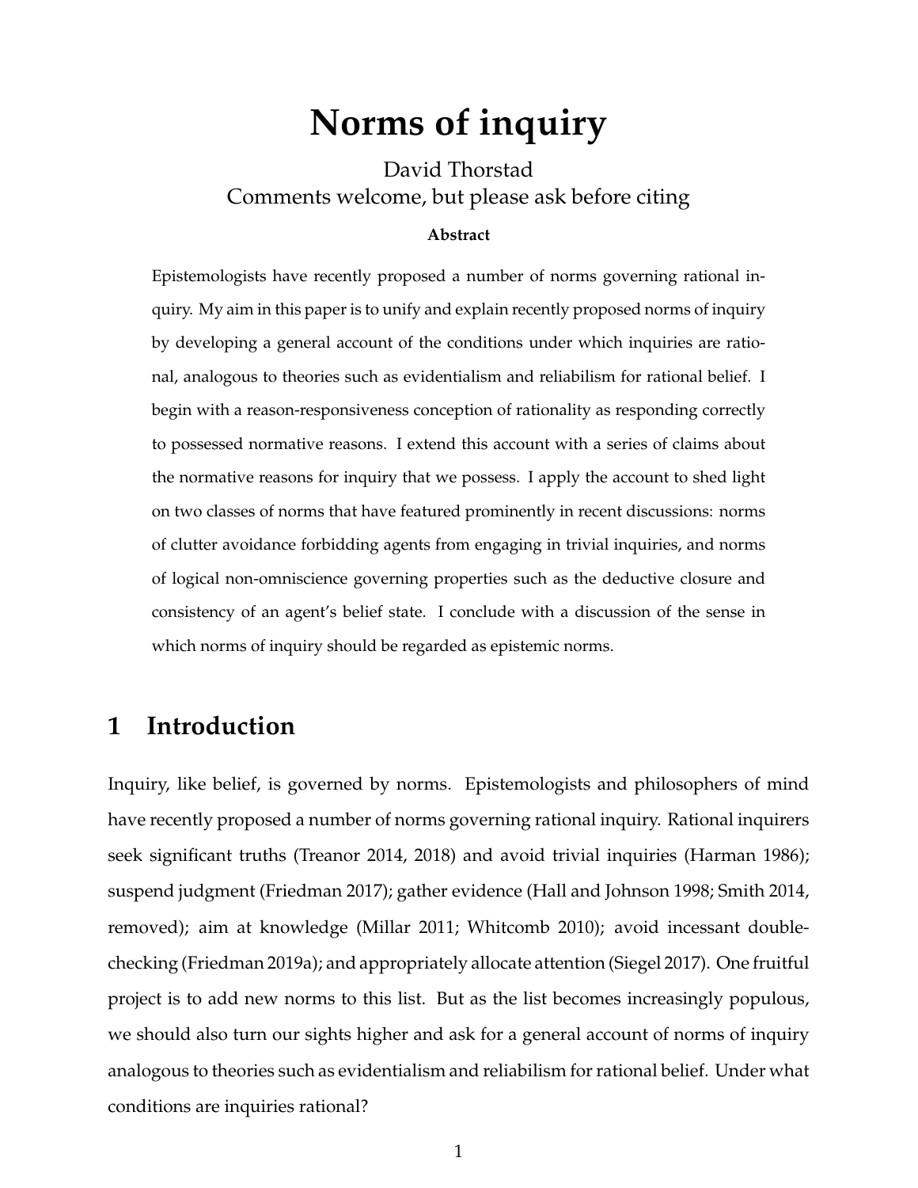# Norms of inquiry

David Thorstad

Comments welcome, but please ask before citing

**Abstract**

Epistemologists have recently proposed a number of norms governing rational inquiry. My aim in this paper is to unify and explain recently proposed norms of inquiry by developing a general account of the conditions under which inquiries are rational, analogous to theories such as evidentialism and reliabilism for rational belief. I begin with a reason-responsiveness conception of rationality as responding correctly to possessed normative reasons. I extend this account with a series of claims about the normative reasons for inquiry that we possess. I apply the account to shed light on two classes of norms that have featured prominently in recent discussions: norms of clutter avoidance forbidding agents from engaging in trivial inquiries, and norms of logical non-omniscience governing properties such as the deductive closure and consistency of an agent's belief state. I conclude with a discussion of the sense in which norms of inquiry should be regarded as epistemic norms.

## 1 Introduction

Inquiry, like belief, is governed by norms. Epistemologists and philosophers of mind have recently proposed a number of norms governing rational inquiry. Rational inquirers seek significant truths (Treanor 2014, 2018) and avoid trivial inquiries (Harman 1986); suspend judgment (Friedman 2017); gather evidence (Hall and Johnson 1998; Smith 2014, removed); aim at knowledge (Millar 2011; Whitcomb 2010); avoid incessant double-checking (Friedman 2019a); and appropriately allocate attention (Siegel 2017). One fruitful project is to add new norms to this list. But as the list becomes increasingly populous, we should also turn our sights higher and ask for a general account of norms of inquiry analogous to theories such as evidentialism and reliabilism for rational belief. Under what conditions are inquiries rational?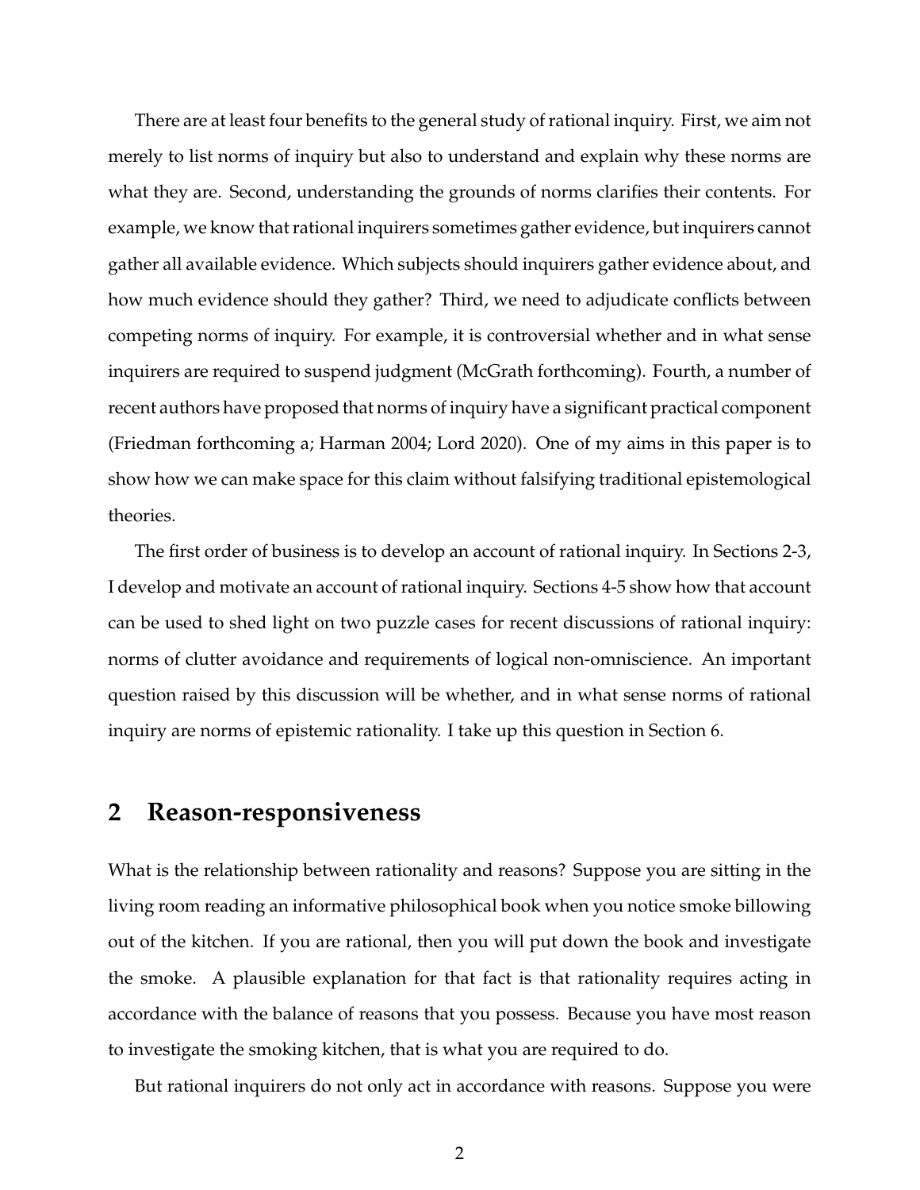There are at least four benefits to the general study of rational inquiry. First, we aim not merely to list norms of inquiry but also to understand and explain why these norms are what they are. Second, understanding the grounds of norms clarifies their contents. For example, we know that rational inquirers sometimes gather evidence, but inquirers cannot gather all available evidence. Which subjects should inquirers gather evidence about, and how much evidence should they gather? Third, we need to adjudicate conflicts between competing norms of inquiry. For example, it is controversial whether and in what sense inquirers are required to suspend judgment (McGrath forthcoming). Fourth, a number of recent authors have proposed that norms of inquiry have a significant practical component (Friedman forthcoming a; Harman 2004; Lord 2020). One of my aims in this paper is to show how we can make space for this claim without falsifying traditional epistemological theories.

The first order of business is to develop an account of rational inquiry. In Sections 2-3, I develop and motivate an account of rational inquiry. Sections 4-5 show how that account can be used to shed light on two puzzle cases for recent discussions of rational inquiry: norms of clutter avoidance and requirements of logical non-omniscience. An important question raised by this discussion will be whether, and in what sense norms of rational inquiry are norms of epistemic rationality. I take up this question in Section 6.

## 2 Reason-responsiveness

What is the relationship between rationality and reasons? Suppose you are sitting in the living room reading an informative philosophical book when you notice smoke billowing out of the kitchen. If you are rational, then you will put down the book and investigate the smoke. A plausible explanation for that fact is that rationality requires acting in accordance with the balance of reasons that you possess. Because you have most reason to investigate the smoking kitchen, that is what you are required to do.

But rational inquirers do not only act in accordance with reasons. Suppose you were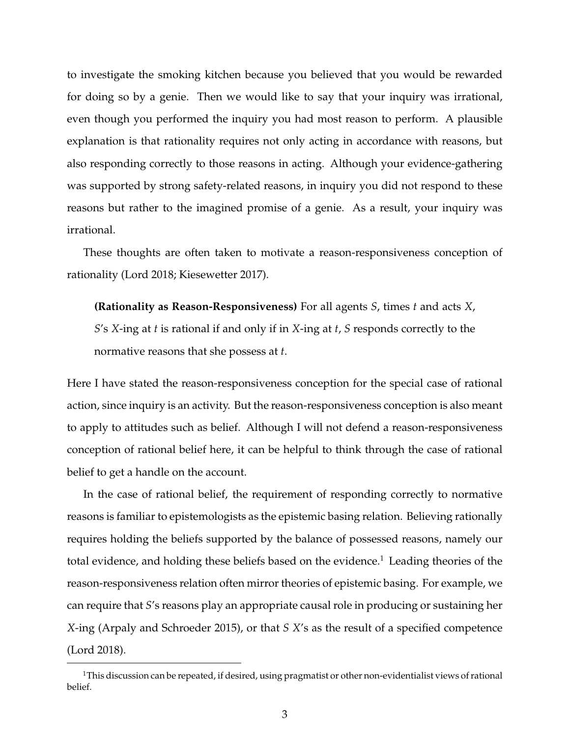to investigate the smoking kitchen because you believed that you would be rewarded for doing so by a genie. Then we would like to say that your inquiry was irrational, even though you performed the inquiry you had most reason to perform. A plausible explanation is that rationality requires not only acting in accordance with reasons, but also responding correctly to those reasons in acting. Although your evidence-gathering was supported by strong safety-related reasons, in inquiry you did not respond to these reasons but rather to the imagined promise of a genie. As a result, your inquiry was irrational.

These thoughts are often taken to motivate a reason-responsiveness conception of rationality (Lord 2018; Kiesewetter 2017).

> **(Rationality as Reason-Responsiveness)** For all agents *S*, times *t* and acts *X*, *S*'s *X*-ing at *t* is rational if and only if in *X*-ing at *t*, *S* responds correctly to the normative reasons that she possess at *t*.

Here I have stated the reason-responsiveness conception for the special case of rational action, since inquiry is an activity. But the reason-responsiveness conception is also meant to apply to attitudes such as belief. Although I will not defend a reason-responsiveness conception of rational belief here, it can be helpful to think through the case of rational belief to get a handle on the account.

In the case of rational belief, the requirement of responding correctly to normative reasons is familiar to epistemologists as the epistemic basing relation. Believing rationally requires holding the beliefs supported by the balance of possessed reasons, namely our total evidence, and holding these beliefs based on the evidence.[1] Leading theories of the reason-responsiveness relation often mirror theories of epistemic basing. For example, we can require that *S*'s reasons play an appropriate causal role in producing or sustaining her *X*-ing (Arpaly and Schroeder 2015), or that *S* *X*'s as the result of a specified competence (Lord 2018).

[1] This discussion can be repeated, if desired, using pragmatist or other non-evidentialist views of rational belief.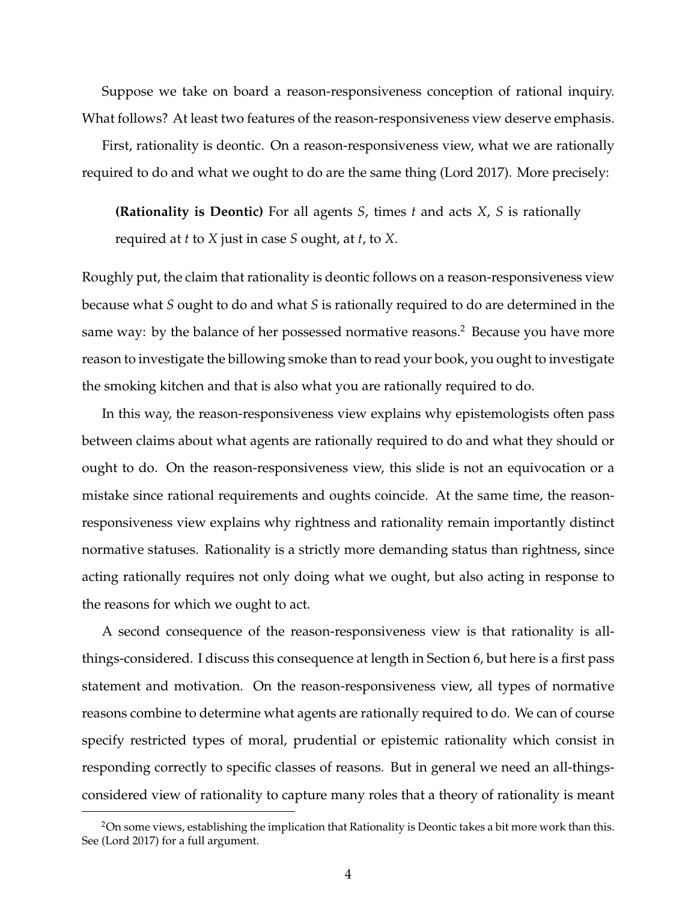Suppose we take on board a reason-responsiveness conception of rational inquiry. What follows? At least two features of the reason-responsiveness view deserve emphasis.

First, rationality is deontic. On a reason-responsiveness view, what we are rationally required to do and what we ought to do are the same thing (Lord 2017). More precisely:

> **(Rationality is Deontic)** For all agents *S*, times *t* and acts *X*, *S* is rationally required at *t* to *X* just in case *S* ought, at *t*, to *X*.

Roughly put, the claim that rationality is deontic follows on a reason-responsiveness view because what *S* ought to do and what *S* is rationally required to do are determined in the same way: by the balance of her possessed normative reasons.[2] Because you have more reason to investigate the billowing smoke than to read your book, you ought to investigate the smoking kitchen and that is also what you are rationally required to do.

In this way, the reason-responsiveness view explains why epistemologists often pass between claims about what agents are rationally required to do and what they should or ought to do. On the reason-responsiveness view, this slide is not an equivocation or a mistake since rational requirements and oughts coincide. At the same time, the reason-responsiveness view explains why rightness and rationality remain importantly distinct normative statuses. Rationality is a strictly more demanding status than rightness, since acting rationally requires not only doing what we ought, but also acting in response to the reasons for which we ought to act.

A second consequence of the reason-responsiveness view is that rationality is all-things-considered. I discuss this consequence at length in Section 6, but here is a first pass statement and motivation. On the reason-responsiveness view, all types of normative reasons combine to determine what agents are rationally required to do. We can of course specify restricted types of moral, prudential or epistemic rationality which consist in responding correctly to specific classes of reasons. But in general we need an all-things-considered view of rationality to capture many roles that a theory of rationality is meant

---

[2] On some views, establishing the implication that Rationality is Deontic takes a bit more work than this. See (Lord 2017) for a full argument.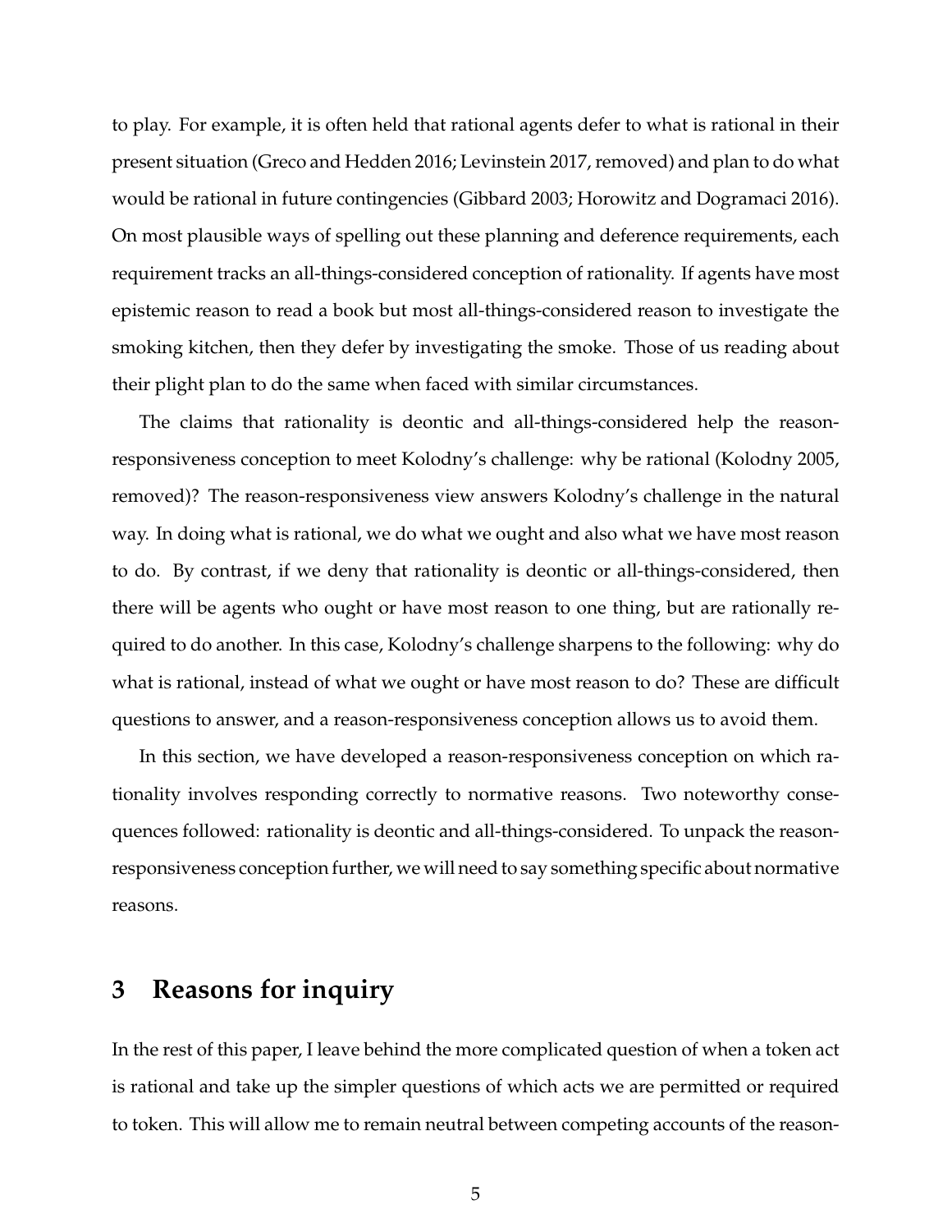to play. For example, it is often held that rational agents defer to what is rational in their present situation (Greco and Hedden 2016; Levinstein 2017, removed) and plan to do what would be rational in future contingencies (Gibbard 2003; Horowitz and Dogramaci 2016). On most plausible ways of spelling out these planning and deference requirements, each requirement tracks an all-things-considered conception of rationality. If agents have most epistemic reason to read a book but most all-things-considered reason to investigate the smoking kitchen, then they defer by investigating the smoke. Those of us reading about their plight plan to do the same when faced with similar circumstances.

The claims that rationality is deontic and all-things-considered help the reason-responsiveness conception to meet Kolodny's challenge: why be rational (Kolodny 2005, removed)? The reason-responsiveness view answers Kolodny's challenge in the natural way. In doing what is rational, we do what we ought and also what we have most reason to do. By contrast, if we deny that rationality is deontic or all-things-considered, then there will be agents who ought or have most reason to one thing, but are rationally required to do another. In this case, Kolodny's challenge sharpens to the following: why do what is rational, instead of what we ought or have most reason to do? These are difficult questions to answer, and a reason-responsiveness conception allows us to avoid them.

In this section, we have developed a reason-responsiveness conception on which rationality involves responding correctly to normative reasons. Two noteworthy consequences followed: rationality is deontic and all-things-considered. To unpack the reason-responsiveness conception further, we will need to say something specific about normative reasons.

## 3 Reasons for inquiry

In the rest of this paper, I leave behind the more complicated question of when a token act is rational and take up the simpler questions of which acts we are permitted or required to token. This will allow me to remain neutral between competing accounts of the reason-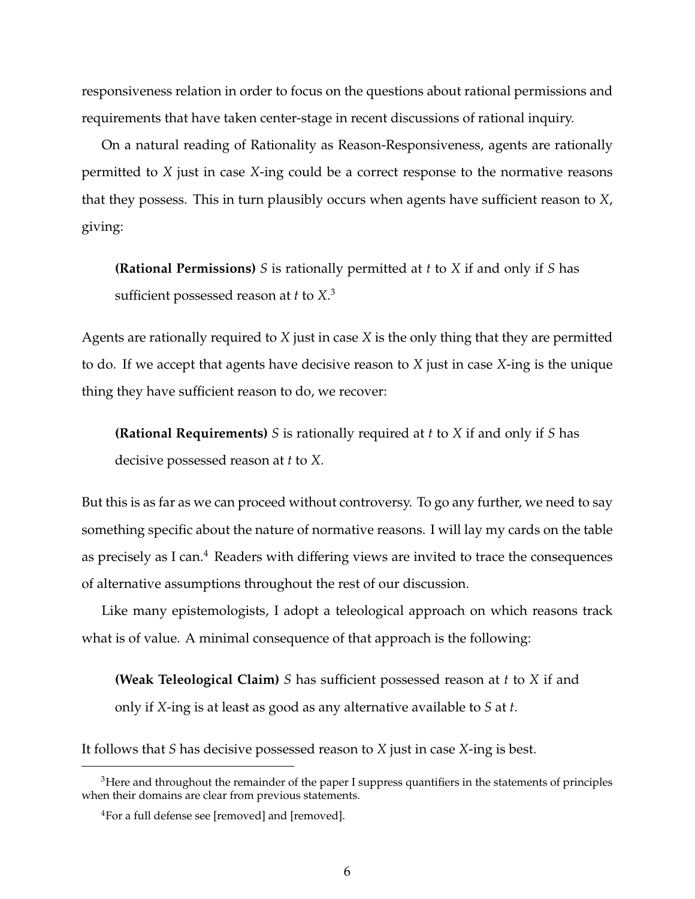responsiveness relation in order to focus on the questions about rational permissions and requirements that have taken center-stage in recent discussions of rational inquiry.

On a natural reading of Rationality as Reason-Responsiveness, agents are rationally permitted to *X* just in case *X*-ing could be a correct response to the normative reasons that they possess. This in turn plausibly occurs when agents have sufficient reason to *X*, giving:

> **(Rational Permissions)** *S* is rationally permitted at *t* to *X* if and only if *S* has sufficient possessed reason at *t* to *X*.[3]

Agents are rationally required to *X* just in case *X* is the only thing that they are permitted to do. If we accept that agents have decisive reason to *X* just in case *X*-ing is the unique thing they have sufficient reason to do, we recover:

> **(Rational Requirements)** *S* is rationally required at *t* to *X* if and only if *S* has decisive possessed reason at *t* to *X*.

But this is as far as we can proceed without controversy. To go any further, we need to say something specific about the nature of normative reasons. I will lay my cards on the table as precisely as I can.[4] Readers with differing views are invited to trace the consequences of alternative assumptions throughout the rest of our discussion.

Like many epistemologists, I adopt a teleological approach on which reasons track what is of value. A minimal consequence of that approach is the following:

> **(Weak Teleological Claim)** *S* has sufficient possessed reason at *t* to *X* if and only if *X*-ing is at least as good as any alternative available to *S* at *t*.

It follows that *S* has decisive possessed reason to *X* just in case *X*-ing is best.

---

[3] Here and throughout the remainder of the paper I suppress quantifiers in the statements of principles when their domains are clear from previous statements.

[4] For a full defense see [removed] and [removed].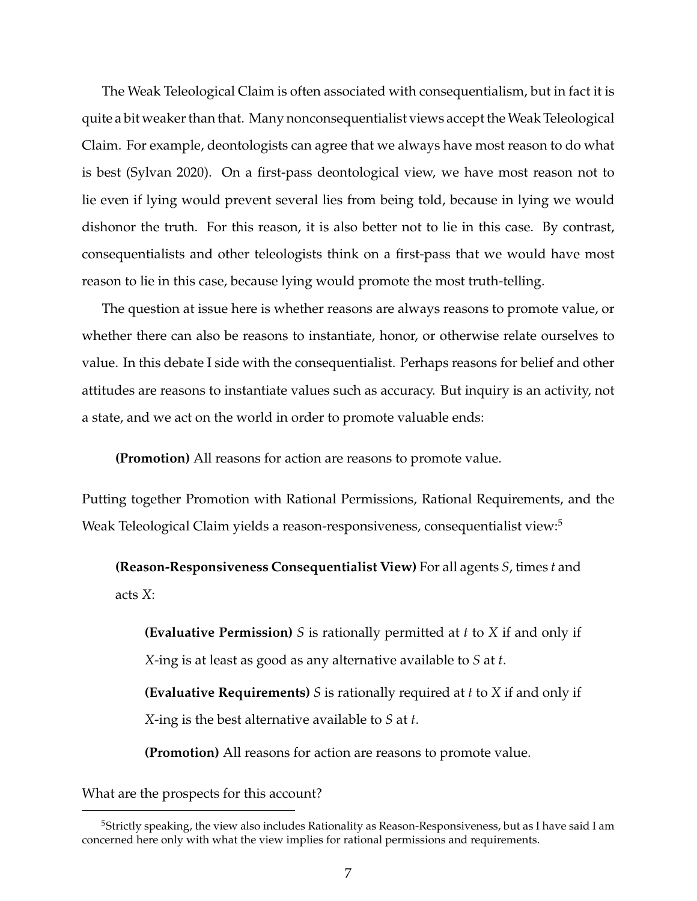The Weak Teleological Claim is often associated with consequentialism, but in fact it is quite a bit weaker than that. Many nonconsequentialist views accept the Weak Teleological Claim. For example, deontologists can agree that we always have most reason to do what is best (Sylvan 2020). On a first-pass deontological view, we have most reason not to lie even if lying would prevent several lies from being told, because in lying we would dishonor the truth. For this reason, it is also better not to lie in this case. By contrast, consequentialists and other teleologists think on a first-pass that we would have most reason to lie in this case, because lying would promote the most truth-telling.

The question at issue here is whether reasons are always reasons to promote value, or whether there can also be reasons to instantiate, honor, or otherwise relate ourselves to value. In this debate I side with the consequentialist. Perhaps reasons for belief and other attitudes are reasons to instantiate values such as accuracy. But inquiry is an activity, not a state, and we act on the world in order to promote valuable ends:

> **(Promotion)** All reasons for action are reasons to promote value.

Putting together Promotion with Rational Permissions, Rational Requirements, and the Weak Teleological Claim yields a reason-responsiveness, consequentialist view:[5]

> **(Reason-Responsiveness Consequentialist View)** For all agents *S*, times *t* and acts *X*:
>
> > **(Evaluative Permission)** *S* is rationally permitted at *t* to *X* if and only if *X*-ing is at least as good as any alternative available to *S* at *t*.
> >
> > **(Evaluative Requirements)** *S* is rationally required at *t* to *X* if and only if *X*-ing is the best alternative available to *S* at *t*.
> >
> > **(Promotion)** All reasons for action are reasons to promote value.

What are the prospects for this account?

---

[5] Strictly speaking, the view also includes Rationality as Reason-Responsiveness, but as I have said I am concerned here only with what the view implies for rational permissions and requirements.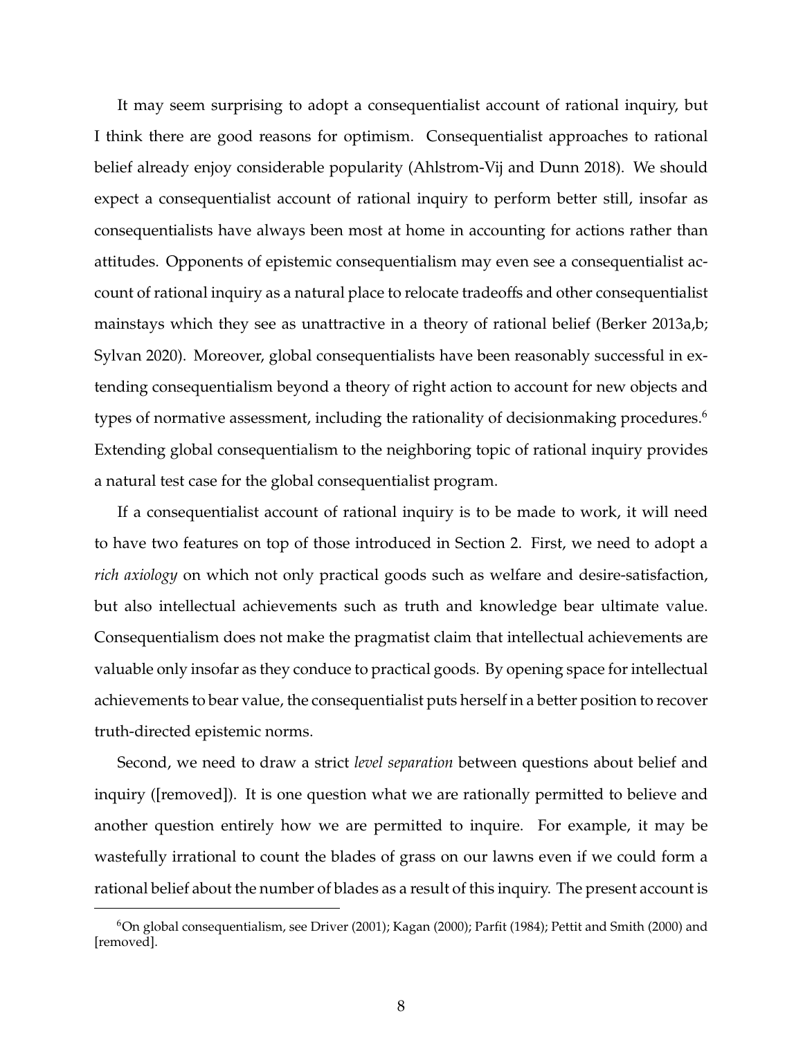It may seem surprising to adopt a consequentialist account of rational inquiry, but I think there are good reasons for optimism. Consequentialist approaches to rational belief already enjoy considerable popularity (Ahlstrom-Vij and Dunn 2018). We should expect a consequentialist account of rational inquiry to perform better still, insofar as consequentialists have always been most at home in accounting for actions rather than attitudes. Opponents of epistemic consequentialism may even see a consequentialist account of rational inquiry as a natural place to relocate tradeoffs and other consequentialist mainstays which they see as unattractive in a theory of rational belief (Berker 2013a,b; Sylvan 2020). Moreover, global consequentialists have been reasonably successful in extending consequentialism beyond a theory of right action to account for new objects and types of normative assessment, including the rationality of decisionmaking procedures.[6] Extending global consequentialism to the neighboring topic of rational inquiry provides a natural test case for the global consequentialist program.

If a consequentialist account of rational inquiry is to be made to work, it will need to have two features on top of those introduced in Section 2. First, we need to adopt a *rich axiology* on which not only practical goods such as welfare and desire-satisfaction, but also intellectual achievements such as truth and knowledge bear ultimate value. Consequentialism does not make the pragmatist claim that intellectual achievements are valuable only insofar as they conduce to practical goods. By opening space for intellectual achievements to bear value, the consequentialist puts herself in a better position to recover truth-directed epistemic norms.

Second, we need to draw a strict *level separation* between questions about belief and inquiry ([removed]). It is one question what we are rationally permitted to believe and another question entirely how we are permitted to inquire. For example, it may be wastefully irrational to count the blades of grass on our lawns even if we could form a rational belief about the number of blades as a result of this inquiry. The present account is

[6] On global consequentialism, see Driver (2001); Kagan (2000); Parfit (1984); Pettit and Smith (2000) and [removed].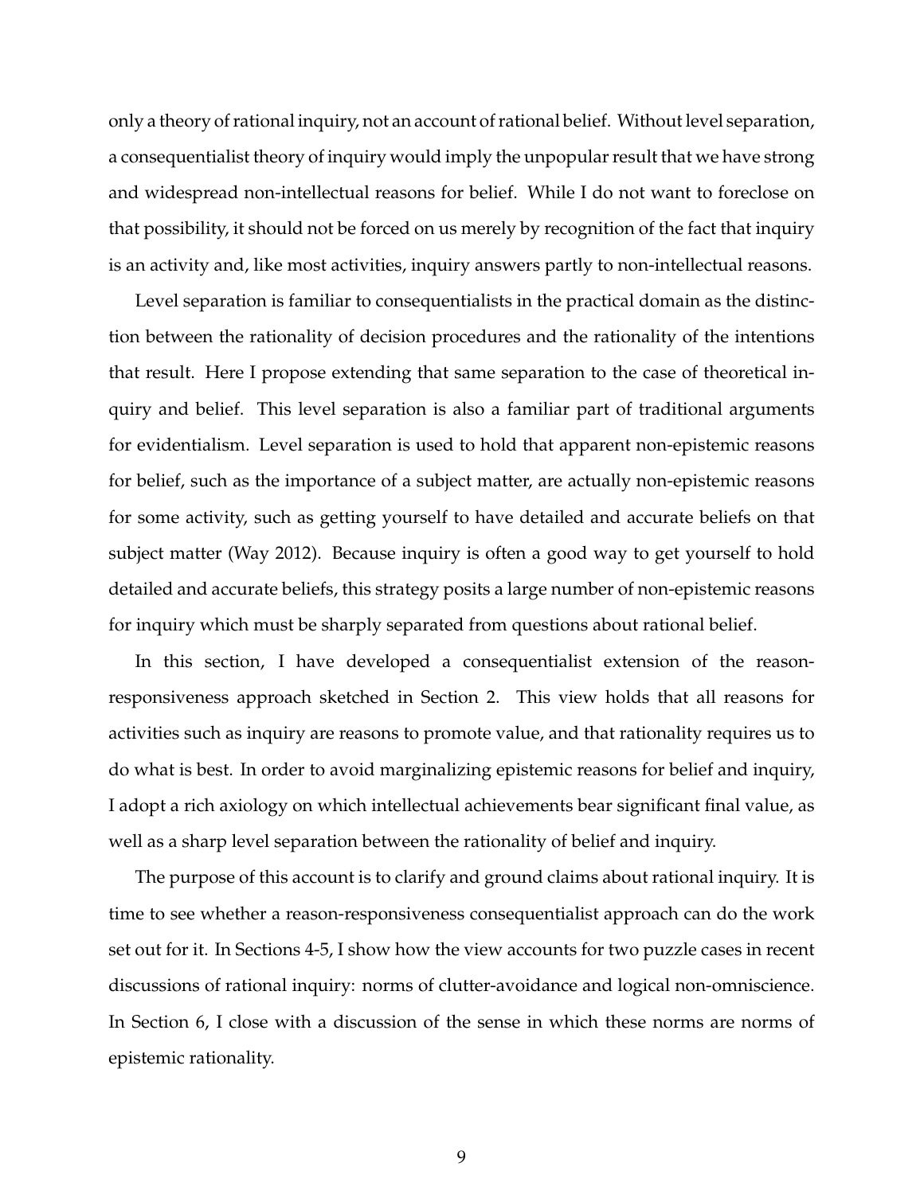only a theory of rational inquiry, not an account of rational belief. Without level separation, a consequentialist theory of inquiry would imply the unpopular result that we have strong and widespread non-intellectual reasons for belief. While I do not want to foreclose on that possibility, it should not be forced on us merely by recognition of the fact that inquiry is an activity and, like most activities, inquiry answers partly to non-intellectual reasons.

Level separation is familiar to consequentialists in the practical domain as the distinction between the rationality of decision procedures and the rationality of the intentions that result. Here I propose extending that same separation to the case of theoretical inquiry and belief. This level separation is also a familiar part of traditional arguments for evidentialism. Level separation is used to hold that apparent non-epistemic reasons for belief, such as the importance of a subject matter, are actually non-epistemic reasons for some activity, such as getting yourself to have detailed and accurate beliefs on that subject matter (Way 2012). Because inquiry is often a good way to get yourself to hold detailed and accurate beliefs, this strategy posits a large number of non-epistemic reasons for inquiry which must be sharply separated from questions about rational belief.

In this section, I have developed a consequentialist extension of the reason-responsiveness approach sketched in Section 2. This view holds that all reasons for activities such as inquiry are reasons to promote value, and that rationality requires us to do what is best. In order to avoid marginalizing epistemic reasons for belief and inquiry, I adopt a rich axiology on which intellectual achievements bear significant final value, as well as a sharp level separation between the rationality of belief and inquiry.

The purpose of this account is to clarify and ground claims about rational inquiry. It is time to see whether a reason-responsiveness consequentialist approach can do the work set out for it. In Sections 4-5, I show how the view accounts for two puzzle cases in recent discussions of rational inquiry: norms of clutter-avoidance and logical non-omniscience. In Section 6, I close with a discussion of the sense in which these norms are norms of epistemic rationality.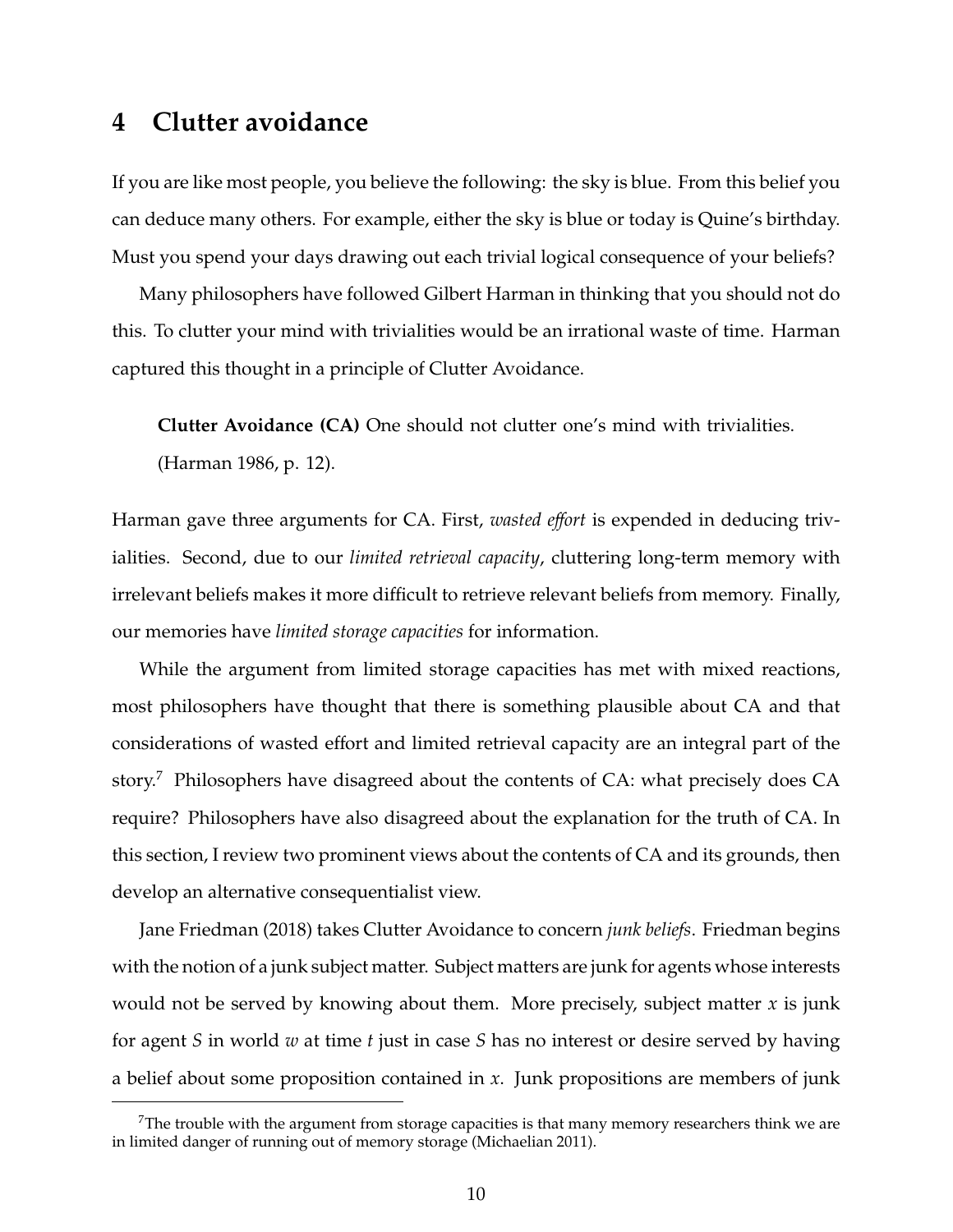## 4 Clutter avoidance

If you are like most people, you believe the following: the sky is blue. From this belief you can deduce many others. For example, either the sky is blue or today is Quine's birthday. Must you spend your days drawing out each trivial logical consequence of your beliefs?

Many philosophers have followed Gilbert Harman in thinking that you should not do this. To clutter your mind with trivialities would be an irrational waste of time. Harman captured this thought in a principle of Clutter Avoidance.

> **Clutter Avoidance (CA)** One should not clutter one's mind with trivialities. (Harman 1986, p. 12).

Harman gave three arguments for CA. First, *wasted effort* is expended in deducing trivialities. Second, due to our *limited retrieval capacity*, cluttering long-term memory with irrelevant beliefs makes it more difficult to retrieve relevant beliefs from memory. Finally, our memories have *limited storage capacities* for information.

While the argument from limited storage capacities has met with mixed reactions, most philosophers have thought that there is something plausible about CA and that considerations of wasted effort and limited retrieval capacity are an integral part of the story.[7] Philosophers have disagreed about the contents of CA: what precisely does CA require? Philosophers have also disagreed about the explanation for the truth of CA. In this section, I review two prominent views about the contents of CA and its grounds, then develop an alternative consequentialist view.

Jane Friedman (2018) takes Clutter Avoidance to concern *junk beliefs*. Friedman begins with the notion of a junk subject matter. Subject matters are junk for agents whose interests would not be served by knowing about them. More precisely, subject matter $x$ is junk for agent $S$ in world $w$ at time $t$ just in case $S$ has no interest or desire served by having a belief about some proposition contained in $x$. Junk propositions are members of junk

[7] The trouble with the argument from storage capacities is that many memory researchers think we are in limited danger of running out of memory storage (Michaelian 2011).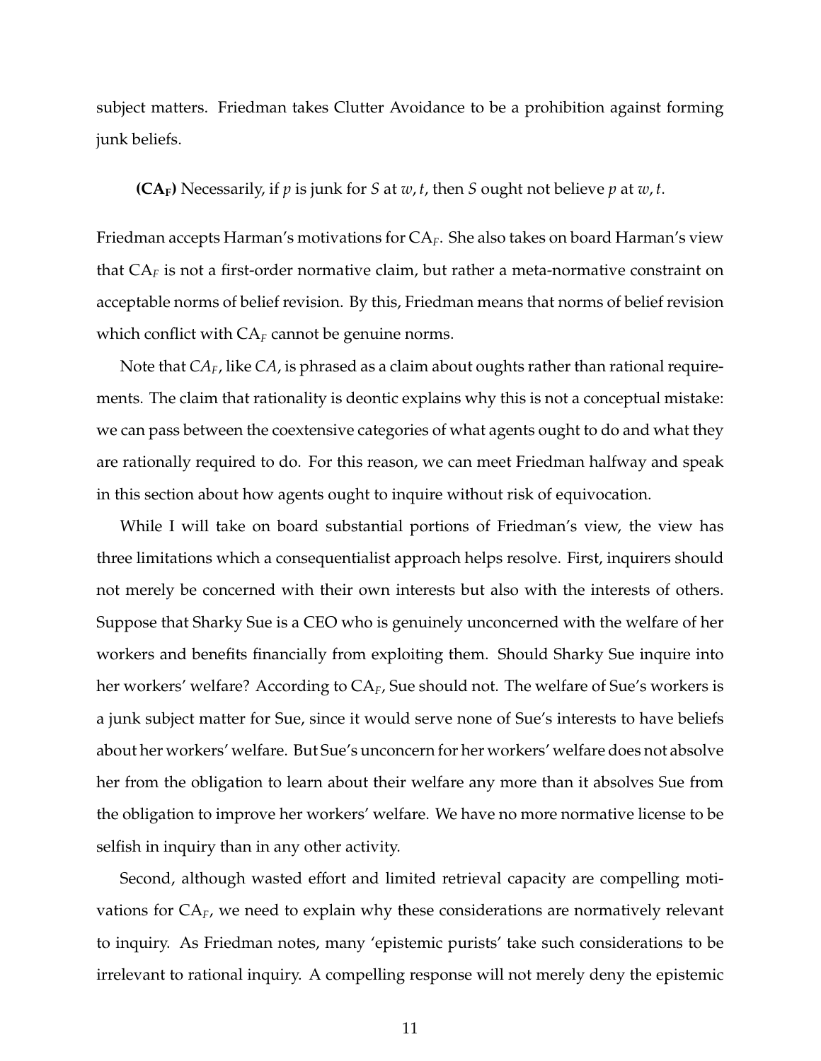subject matters. Friedman takes Clutter Avoidance to be a prohibition against forming junk beliefs.

> **($\mathbf{CA_F}$)** Necessarily, if $p$ is junk for $S$ at $w, t$, then $S$ ought not believe $p$ at $w, t$.

Friedman accepts Harman's motivations for $CA_F$. She also takes on board Harman's view that $CA_F$ is not a first-order normative claim, but rather a meta-normative constraint on acceptable norms of belief revision. By this, Friedman means that norms of belief revision which conflict with $CA_F$ cannot be genuine norms.

Note that $CA_F$, like *CA*, is phrased as a claim about oughts rather than rational requirements. The claim that rationality is deontic explains why this is not a conceptual mistake: we can pass between the coextensive categories of what agents ought to do and what they are rationally required to do. For this reason, we can meet Friedman halfway and speak in this section about how agents ought to inquire without risk of equivocation.

While I will take on board substantial portions of Friedman's view, the view has three limitations which a consequentialist approach helps resolve. First, inquirers should not merely be concerned with their own interests but also with the interests of others. Suppose that Sharky Sue is a CEO who is genuinely unconcerned with the welfare of her workers and benefits financially from exploiting them. Should Sharky Sue inquire into her workers' welfare? According to $CA_F$, Sue should not. The welfare of Sue's workers is a junk subject matter for Sue, since it would serve none of Sue's interests to have beliefs about her workers' welfare. But Sue's unconcern for her workers' welfare does not absolve her from the obligation to learn about their welfare any more than it absolves Sue from the obligation to improve her workers' welfare. We have no more normative license to be selfish in inquiry than in any other activity.

Second, although wasted effort and limited retrieval capacity are compelling motivations for $CA_F$, we need to explain why these considerations are normatively relevant to inquiry. As Friedman notes, many 'epistemic purists' take such considerations to be irrelevant to rational inquiry. A compelling response will not merely deny the epistemic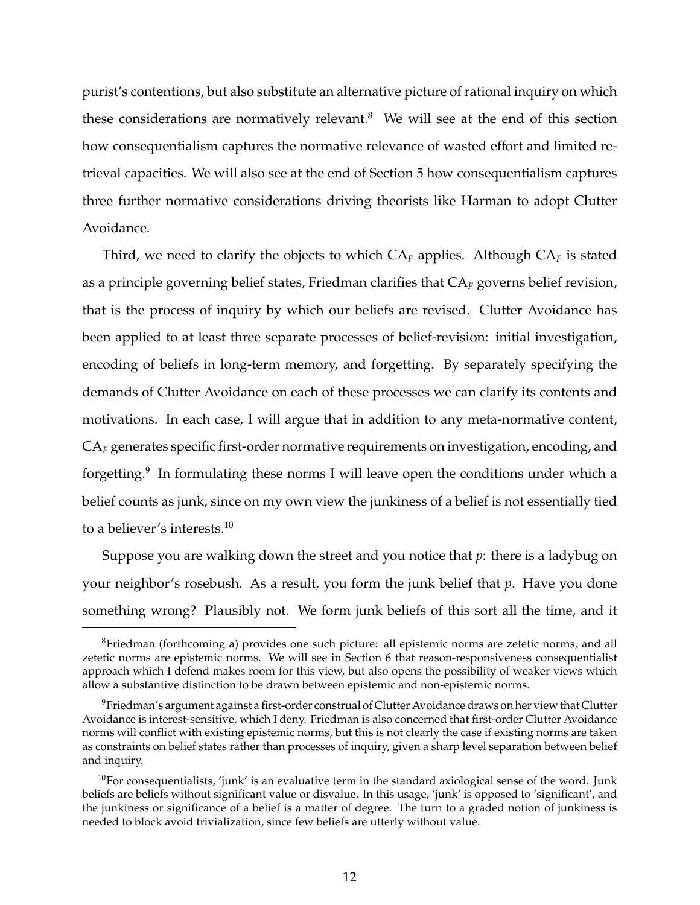purist's contentions, but also substitute an alternative picture of rational inquiry on which these considerations are normatively relevant.[8] We will see at the end of this section how consequentialism captures the normative relevance of wasted effort and limited retrieval capacities. We will also see at the end of Section 5 how consequentialism captures three further normative considerations driving theorists like Harman to adopt Clutter Avoidance.

Third, we need to clarify the objects to which $CA_F$ applies. Although $CA_F$ is stated as a principle governing belief states, Friedman clarifies that $CA_F$ governs belief revision, that is the process of inquiry by which our beliefs are revised. Clutter Avoidance has been applied to at least three separate processes of belief-revision: initial investigation, encoding of beliefs in long-term memory, and forgetting. By separately specifying the demands of Clutter Avoidance on each of these processes we can clarify its contents and motivations. In each case, I will argue that in addition to any meta-normative content, $CA_F$ generates specific first-order normative requirements on investigation, encoding, and forgetting.[9] In formulating these norms I will leave open the conditions under which a belief counts as junk, since on my own view the junkiness of a belief is not essentially tied to a believer's interests.[10]

Suppose you are walking down the street and you notice that *p*: there is a ladybug on your neighbor's rosebush. As a result, you form the junk belief that *p*. Have you done something wrong? Plausibly not. We form junk beliefs of this sort all the time, and it

[8]Friedman (forthcoming a) provides one such picture: all epistemic norms are zetetic norms, and all zetetic norms are epistemic norms. We will see in Section 6 that reason-responsiveness consequentialist approach which I defend makes room for this view, but also opens the possibility of weaker views which allow a substantive distinction to be drawn between epistemic and non-epistemic norms.

[9]Friedman's argument against a first-order construal of Clutter Avoidance draws on her view that Clutter Avoidance is interest-sensitive, which I deny. Friedman is also concerned that first-order Clutter Avoidance norms will conflict with existing epistemic norms, but this is not clearly the case if existing norms are taken as constraints on belief states rather than processes of inquiry, given a sharp level separation between belief and inquiry.

[10]For consequentialists, 'junk' is an evaluative term in the standard axiological sense of the word. Junk beliefs are beliefs without significant value or disvalue. In this usage, 'junk' is opposed to 'significant', and the junkiness or significance of a belief is a matter of degree. The turn to a graded notion of junkiness is needed to block avoid trivialization, since few beliefs are utterly without value.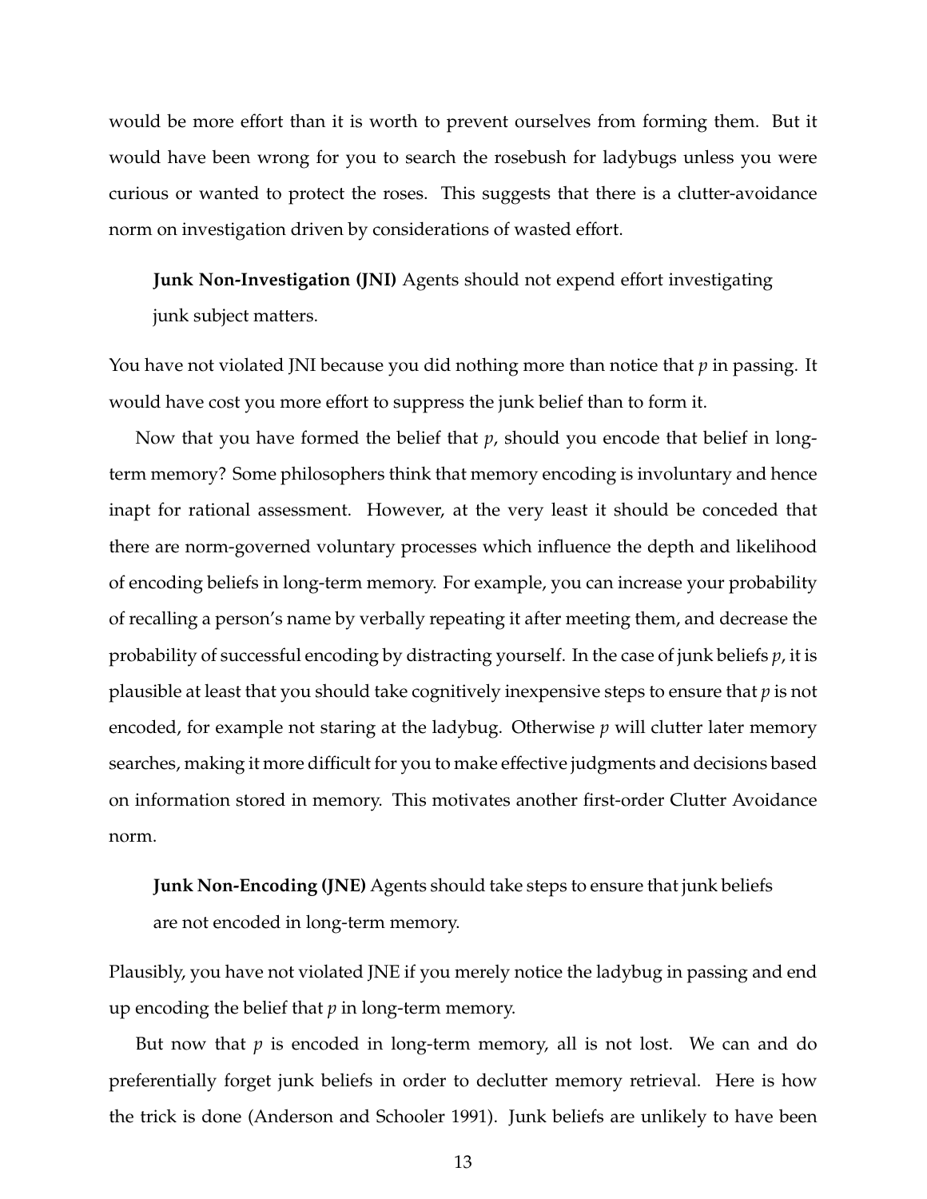would be more effort than it is worth to prevent ourselves from forming them. But it would have been wrong for you to search the rosebush for ladybugs unless you were curious or wanted to protect the roses. This suggests that there is a clutter-avoidance norm on investigation driven by considerations of wasted effort.

> **Junk Non-Investigation (JNI)** Agents should not expend effort investigating junk subject matters.

You have not violated JNI because you did nothing more than notice that $p$ in passing. It would have cost you more effort to suppress the junk belief than to form it.

Now that you have formed the belief that $p$, should you encode that belief in long-term memory? Some philosophers think that memory encoding is involuntary and hence inapt for rational assessment. However, at the very least it should be conceded that there are norm-governed voluntary processes which influence the depth and likelihood of encoding beliefs in long-term memory. For example, you can increase your probability of recalling a person's name by verbally repeating it after meeting them, and decrease the probability of successful encoding by distracting yourself. In the case of junk beliefs $p$, it is plausible at least that you should take cognitively inexpensive steps to ensure that $p$ is not encoded, for example not staring at the ladybug. Otherwise $p$ will clutter later memory searches, making it more difficult for you to make effective judgments and decisions based on information stored in memory. This motivates another first-order Clutter Avoidance norm.

> **Junk Non-Encoding (JNE)** Agents should take steps to ensure that junk beliefs are not encoded in long-term memory.

Plausibly, you have not violated JNE if you merely notice the ladybug in passing and end up encoding the belief that $p$ in long-term memory.

But now that $p$ is encoded in long-term memory, all is not lost. We can and do preferentially forget junk beliefs in order to declutter memory retrieval. Here is how the trick is done (Anderson and Schooler 1991). Junk beliefs are unlikely to have been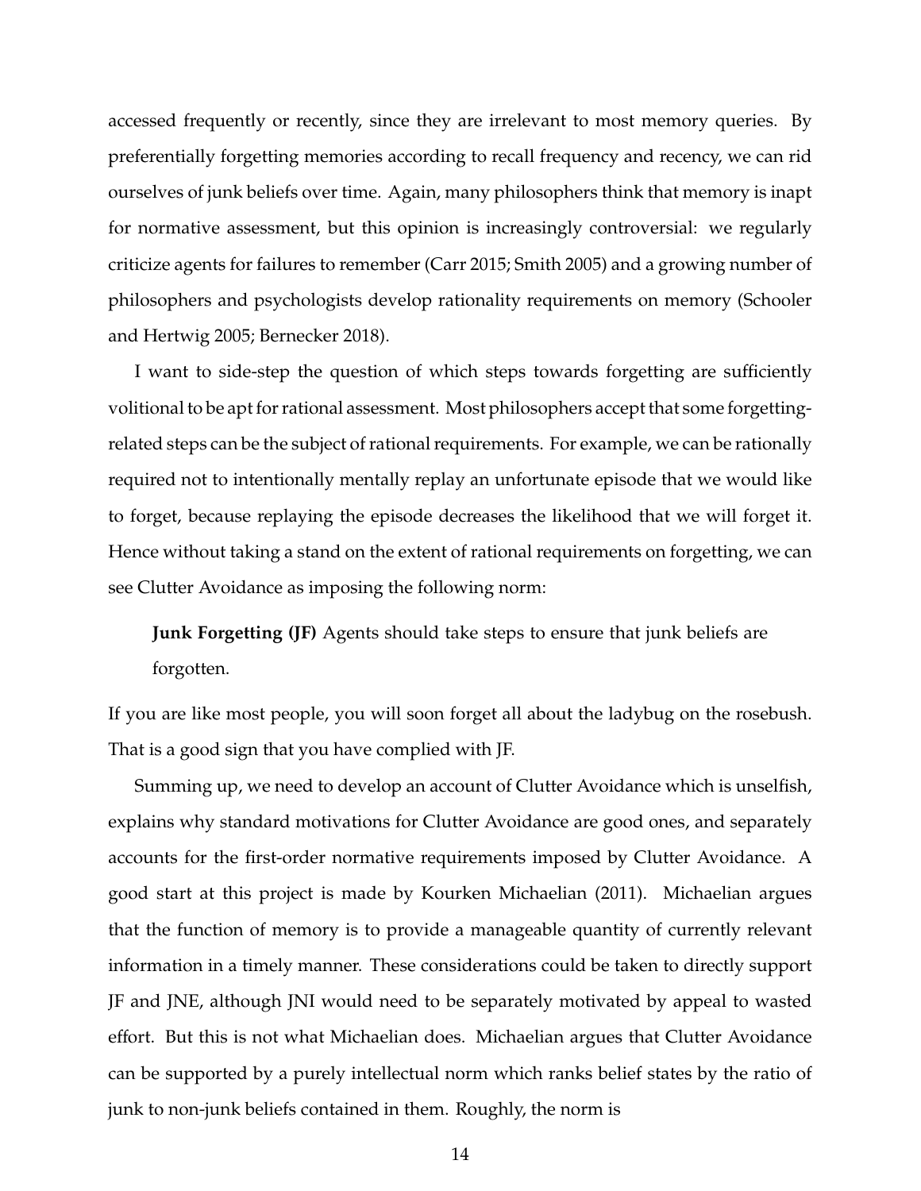accessed frequently or recently, since they are irrelevant to most memory queries. By preferentially forgetting memories according to recall frequency and recency, we can rid ourselves of junk beliefs over time. Again, many philosophers think that memory is inapt for normative assessment, but this opinion is increasingly controversial: we regularly criticize agents for failures to remember (Carr 2015; Smith 2005) and a growing number of philosophers and psychologists develop rationality requirements on memory (Schooler and Hertwig 2005; Bernecker 2018).

I want to side-step the question of which steps towards forgetting are sufficiently volitional to be apt for rational assessment. Most philosophers accept that some forgetting-related steps can be the subject of rational requirements. For example, we can be rationally required not to intentionally mentally replay an unfortunate episode that we would like to forget, because replaying the episode decreases the likelihood that we will forget it. Hence without taking a stand on the extent of rational requirements on forgetting, we can see Clutter Avoidance as imposing the following norm:

> **Junk Forgetting (JF)** Agents should take steps to ensure that junk beliefs are forgotten.

If you are like most people, you will soon forget all about the ladybug on the rosebush. That is a good sign that you have complied with JF.

Summing up, we need to develop an account of Clutter Avoidance which is unselfish, explains why standard motivations for Clutter Avoidance are good ones, and separately accounts for the first-order normative requirements imposed by Clutter Avoidance. A good start at this project is made by Kourken Michaelian (2011). Michaelian argues that the function of memory is to provide a manageable quantity of currently relevant information in a timely manner. These considerations could be taken to directly support JF and JNE, although JNI would need to be separately motivated by appeal to wasted effort. But this is not what Michaelian does. Michaelian argues that Clutter Avoidance can be supported by a purely intellectual norm which ranks belief states by the ratio of junk to non-junk beliefs contained in them. Roughly, the norm is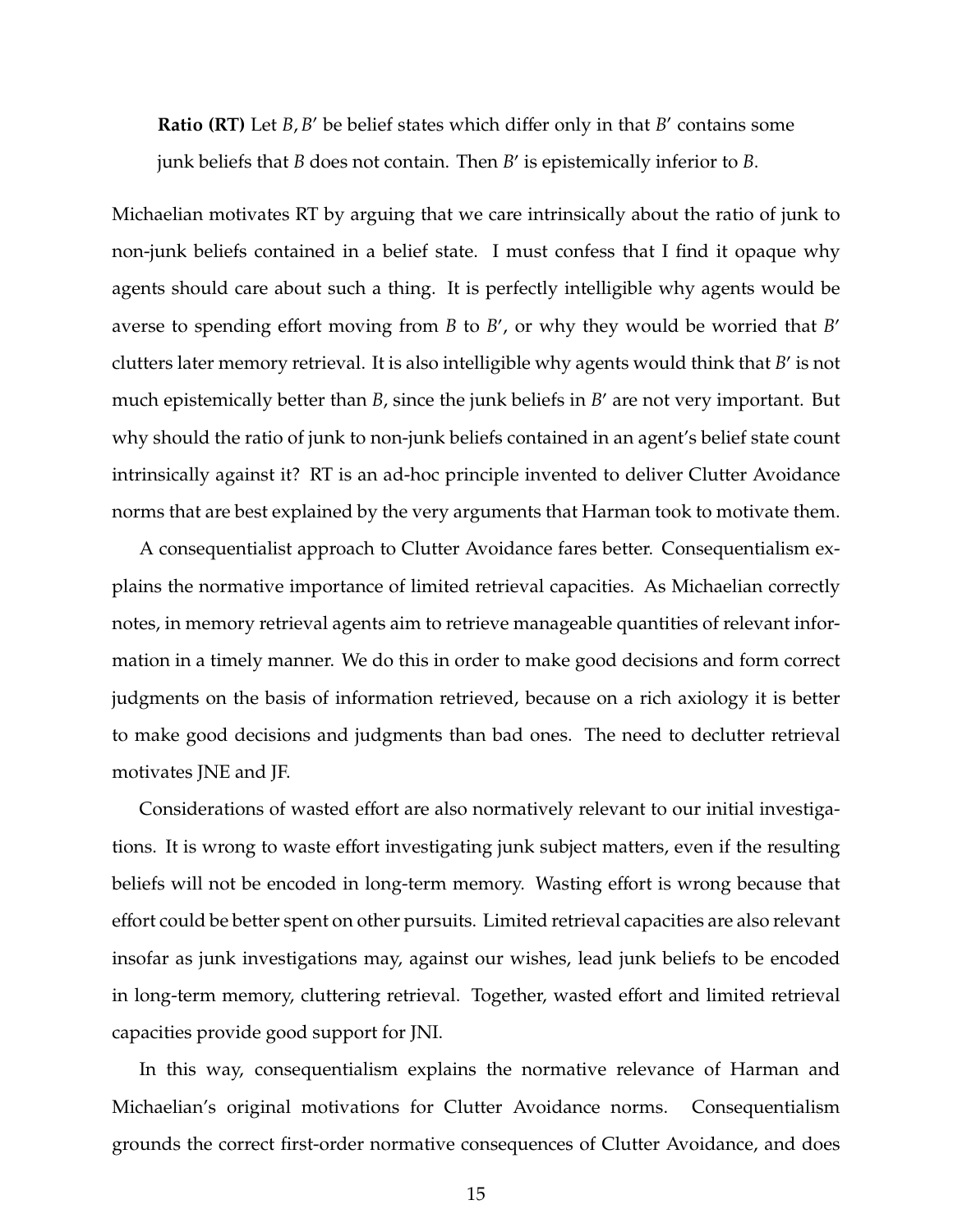**Ratio (RT)** Let $B, B'$ be belief states which differ only in that $B'$ contains some junk beliefs that $B$ does not contain. Then $B'$ is epistemically inferior to $B$.

Michaelian motivates RT by arguing that we care intrinsically about the ratio of junk to non-junk beliefs contained in a belief state. I must confess that I find it opaque why agents should care about such a thing. It is perfectly intelligible why agents would be averse to spending effort moving from $B$ to $B'$, or why they would be worried that $B'$ clutters later memory retrieval. It is also intelligible why agents would think that $B'$ is not much epistemically better than $B$, since the junk beliefs in $B'$ are not very important. But why should the ratio of junk to non-junk beliefs contained in an agent's belief state count intrinsically against it? RT is an ad-hoc principle invented to deliver Clutter Avoidance norms that are best explained by the very arguments that Harman took to motivate them.

A consequentialist approach to Clutter Avoidance fares better. Consequentialism explains the normative importance of limited retrieval capacities. As Michaelian correctly notes, in memory retrieval agents aim to retrieve manageable quantities of relevant information in a timely manner. We do this in order to make good decisions and form correct judgments on the basis of information retrieved, because on a rich axiology it is better to make good decisions and judgments than bad ones. The need to declutter retrieval motivates JNE and JF.

Considerations of wasted effort are also normatively relevant to our initial investigations. It is wrong to waste effort investigating junk subject matters, even if the resulting beliefs will not be encoded in long-term memory. Wasting effort is wrong because that effort could be better spent on other pursuits. Limited retrieval capacities are also relevant insofar as junk investigations may, against our wishes, lead junk beliefs to be encoded in long-term memory, cluttering retrieval. Together, wasted effort and limited retrieval capacities provide good support for JNI.

In this way, consequentialism explains the normative relevance of Harman and Michaelian's original motivations for Clutter Avoidance norms. Consequentialism grounds the correct first-order normative consequences of Clutter Avoidance, and does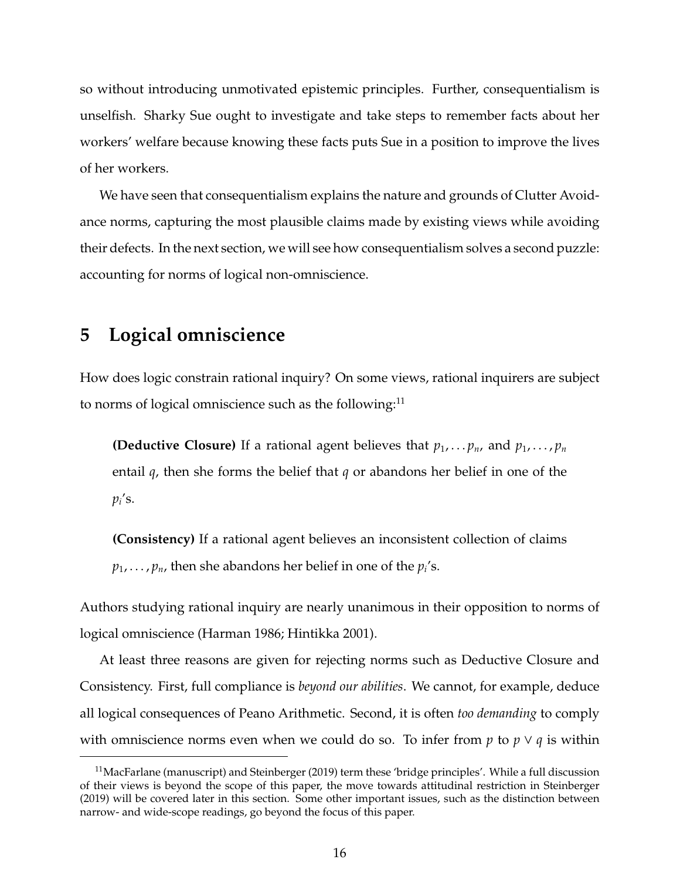so without introducing unmotivated epistemic principles. Further, consequentialism is unselfish. Sharky Sue ought to investigate and take steps to remember facts about her workers' welfare because knowing these facts puts Sue in a position to improve the lives of her workers.

We have seen that consequentialism explains the nature and grounds of Clutter Avoidance norms, capturing the most plausible claims made by existing views while avoiding their defects. In the next section, we will see how consequentialism solves a second puzzle: accounting for norms of logical non-omniscience.

## 5 Logical omniscience

How does logic constrain rational inquiry? On some views, rational inquirers are subject to norms of logical omniscience such as the following:[11]

> **(Deductive Closure)** If a rational agent believes that $p_1, \ldots p_n$, and $p_1, \ldots, p_n$ entail $q$, then she forms the belief that $q$ or abandons her belief in one of the $p_i$'s.

> **(Consistency)** If a rational agent believes an inconsistent collection of claims $p_1, \ldots, p_n$, then she abandons her belief in one of the $p_i$'s.

Authors studying rational inquiry are nearly unanimous in their opposition to norms of logical omniscience (Harman 1986; Hintikka 2001).

At least three reasons are given for rejecting norms such as Deductive Closure and Consistency. First, full compliance is *beyond our abilities*. We cannot, for example, deduce all logical consequences of Peano Arithmetic. Second, it is often *too demanding* to comply with omniscience norms even when we could do so. To infer from $p$ to $p \vee q$ is within

[11] MacFarlane (manuscript) and Steinberger (2019) term these 'bridge principles'. While a full discussion of their views is beyond the scope of this paper, the move towards attitudinal restriction in Steinberger (2019) will be covered later in this section. Some other important issues, such as the distinction between narrow- and wide-scope readings, go beyond the focus of this paper.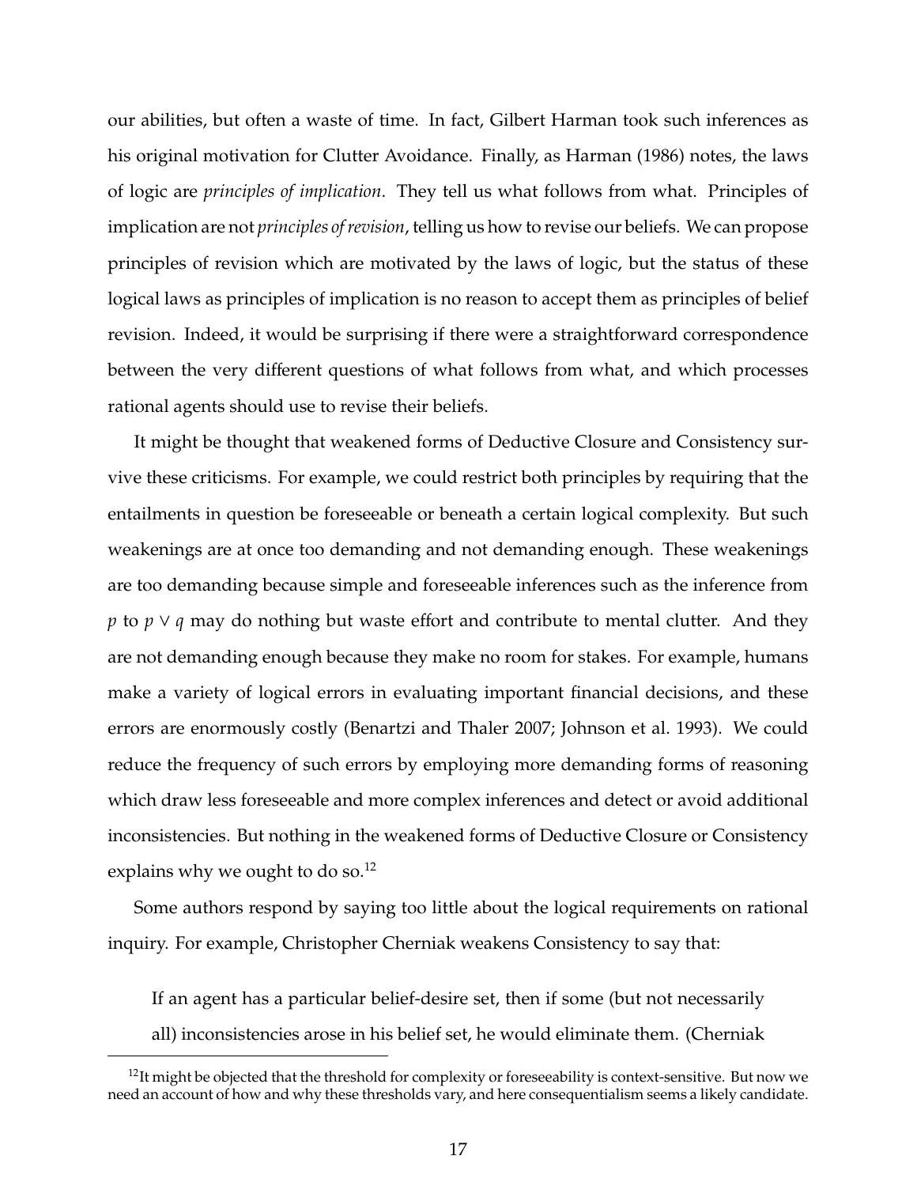our abilities, but often a waste of time. In fact, Gilbert Harman took such inferences as his original motivation for Clutter Avoidance. Finally, as Harman (1986) notes, the laws of logic are *principles of implication*. They tell us what follows from what. Principles of implication are not *principles of revision*, telling us how to revise our beliefs. We can propose principles of revision which are motivated by the laws of logic, but the status of these logical laws as principles of implication is no reason to accept them as principles of belief revision. Indeed, it would be surprising if there were a straightforward correspondence between the very different questions of what follows from what, and which processes rational agents should use to revise their beliefs.

It might be thought that weakened forms of Deductive Closure and Consistency survive these criticisms. For example, we could restrict both principles by requiring that the entailments in question be foreseeable or beneath a certain logical complexity. But such weakenings are at once too demanding and not demanding enough. These weakenings are too demanding because simple and foreseeable inferences such as the inference from $p$ to $p \vee q$ may do nothing but waste effort and contribute to mental clutter. And they are not demanding enough because they make no room for stakes. For example, humans make a variety of logical errors in evaluating important financial decisions, and these errors are enormously costly (Benartzi and Thaler 2007; Johnson et al. 1993). We could reduce the frequency of such errors by employing more demanding forms of reasoning which draw less foreseeable and more complex inferences and detect or avoid additional inconsistencies. But nothing in the weakened forms of Deductive Closure or Consistency explains why we ought to do so.[12]

Some authors respond by saying too little about the logical requirements on rational inquiry. For example, Christopher Cherniak weakens Consistency to say that:

> If an agent has a particular belief-desire set, then if some (but not necessarily all) inconsistencies arose in his belief set, he would eliminate them. (Cherniak

[12] It might be objected that the threshold for complexity or foreseeability is context-sensitive. But now we need an account of how and why these thresholds vary, and here consequentialism seems a likely candidate.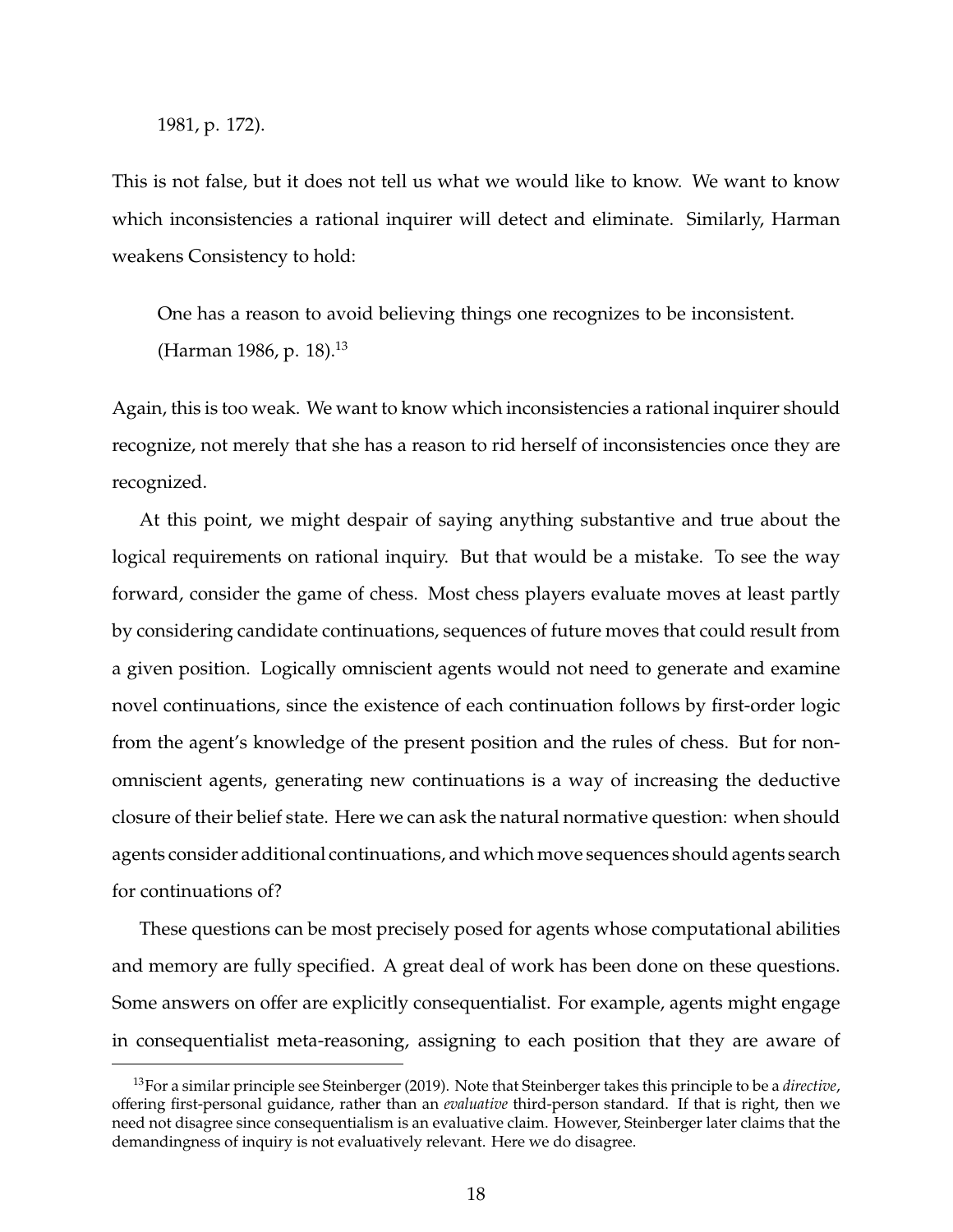1981, p. 172).

This is not false, but it does not tell us what we would like to know. We want to know which inconsistencies a rational inquirer will detect and eliminate. Similarly, Harman weakens Consistency to hold:

> One has a reason to avoid believing things one recognizes to be inconsistent. (Harman 1986, p. 18).[13]

Again, this is too weak. We want to know which inconsistencies a rational inquirer should recognize, not merely that she has a reason to rid herself of inconsistencies once they are recognized.

At this point, we might despair of saying anything substantive and true about the logical requirements on rational inquiry. But that would be a mistake. To see the way forward, consider the game of chess. Most chess players evaluate moves at least partly by considering candidate continuations, sequences of future moves that could result from a given position. Logically omniscient agents would not need to generate and examine novel continuations, since the existence of each continuation follows by first-order logic from the agent's knowledge of the present position and the rules of chess. But for non-omniscient agents, generating new continuations is a way of increasing the deductive closure of their belief state. Here we can ask the natural normative question: when should agents consider additional continuations, and which move sequences should agents search for continuations of?

These questions can be most precisely posed for agents whose computational abilities and memory are fully specified. A great deal of work has been done on these questions. Some answers on offer are explicitly consequentialist. For example, agents might engage in consequentialist meta-reasoning, assigning to each position that they are aware of

[13] For a similar principle see Steinberger (2019). Note that Steinberger takes this principle to be a *directive*, offering first-personal guidance, rather than an *evaluative* third-person standard. If that is right, then we need not disagree since consequentialism is an evaluative claim. However, Steinberger later claims that the demandingness of inquiry is not evaluatively relevant. Here we do disagree.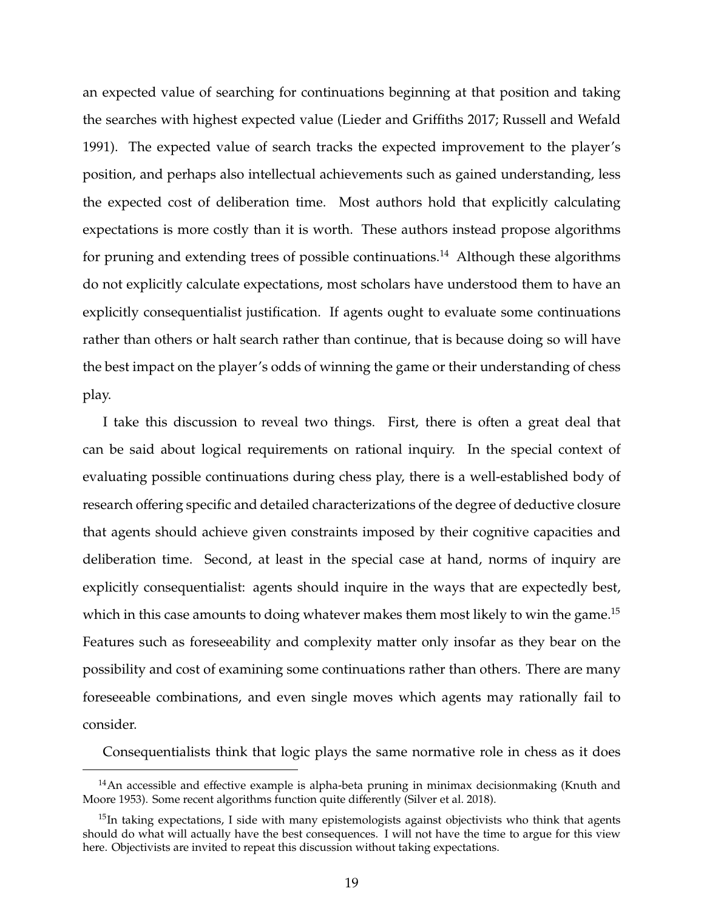an expected value of searching for continuations beginning at that position and taking the searches with highest expected value (Lieder and Griffiths 2017; Russell and Wefald 1991). The expected value of search tracks the expected improvement to the player's position, and perhaps also intellectual achievements such as gained understanding, less the expected cost of deliberation time. Most authors hold that explicitly calculating expectations is more costly than it is worth. These authors instead propose algorithms for pruning and extending trees of possible continuations.[14] Although these algorithms do not explicitly calculate expectations, most scholars have understood them to have an explicitly consequentialist justification. If agents ought to evaluate some continuations rather than others or halt search rather than continue, that is because doing so will have the best impact on the player's odds of winning the game or their understanding of chess play.

I take this discussion to reveal two things. First, there is often a great deal that can be said about logical requirements on rational inquiry. In the special context of evaluating possible continuations during chess play, there is a well-established body of research offering specific and detailed characterizations of the degree of deductive closure that agents should achieve given constraints imposed by their cognitive capacities and deliberation time. Second, at least in the special case at hand, norms of inquiry are explicitly consequentialist: agents should inquire in the ways that are expectedly best, which in this case amounts to doing whatever makes them most likely to win the game.[15] Features such as foreseeability and complexity matter only insofar as they bear on the possibility and cost of examining some continuations rather than others. There are many foreseeable combinations, and even single moves which agents may rationally fail to consider.

Consequentialists think that logic plays the same normative role in chess as it does

---

[14] An accessible and effective example is alpha-beta pruning in minimax decisionmaking (Knuth and Moore 1953). Some recent algorithms function quite differently (Silver et al. 2018).

[15] In taking expectations, I side with many epistemologists against objectivists who think that agents should do what will actually have the best consequences. I will not have the time to argue for this view here. Objectivists are invited to repeat this discussion without taking expectations.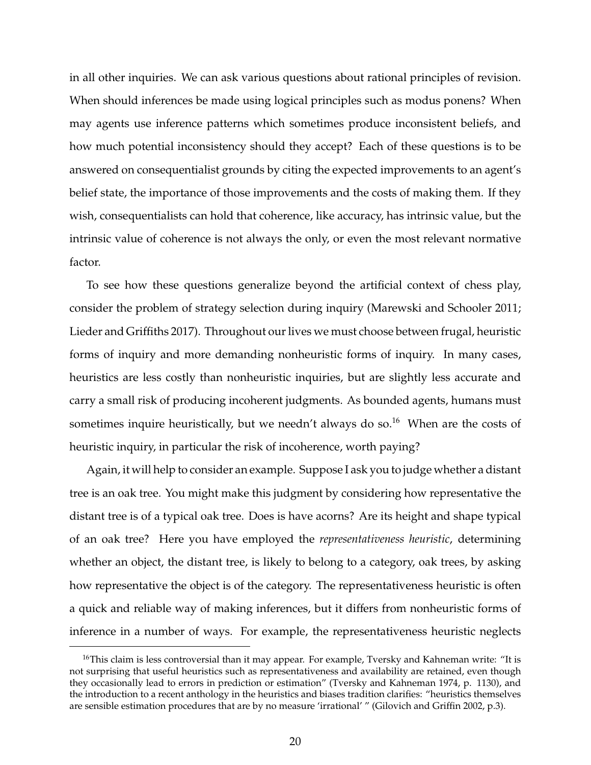in all other inquiries. We can ask various questions about rational principles of revision. When should inferences be made using logical principles such as modus ponens? When may agents use inference patterns which sometimes produce inconsistent beliefs, and how much potential inconsistency should they accept? Each of these questions is to be answered on consequentialist grounds by citing the expected improvements to an agent's belief state, the importance of those improvements and the costs of making them. If they wish, consequentialists can hold that coherence, like accuracy, has intrinsic value, but the intrinsic value of coherence is not always the only, or even the most relevant normative factor.

To see how these questions generalize beyond the artificial context of chess play, consider the problem of strategy selection during inquiry (Marewski and Schooler 2011; Lieder and Griffiths 2017). Throughout our lives we must choose between frugal, heuristic forms of inquiry and more demanding nonheuristic forms of inquiry. In many cases, heuristics are less costly than nonheuristic inquiries, but are slightly less accurate and carry a small risk of producing incoherent judgments. As bounded agents, humans must sometimes inquire heuristically, but we needn't always do so.[16] When are the costs of heuristic inquiry, in particular the risk of incoherence, worth paying?

Again, it will help to consider an example. Suppose I ask you to judge whether a distant tree is an oak tree. You might make this judgment by considering how representative the distant tree is of a typical oak tree. Does is have acorns? Are its height and shape typical of an oak tree? Here you have employed the *representativeness heuristic*, determining whether an object, the distant tree, is likely to belong to a category, oak trees, by asking how representative the object is of the category. The representativeness heuristic is often a quick and reliable way of making inferences, but it differs from nonheuristic forms of inference in a number of ways. For example, the representativeness heuristic neglects

[16]This claim is less controversial than it may appear. For example, Tversky and Kahneman write: "It is not surprising that useful heuristics such as representativeness and availability are retained, even though they occasionally lead to errors in prediction or estimation" (Tversky and Kahneman 1974, p. 1130), and the introduction to a recent anthology in the heuristics and biases tradition clarifies: "heuristics themselves are sensible estimation procedures that are by no measure 'irrational' " (Gilovich and Griffin 2002, p.3).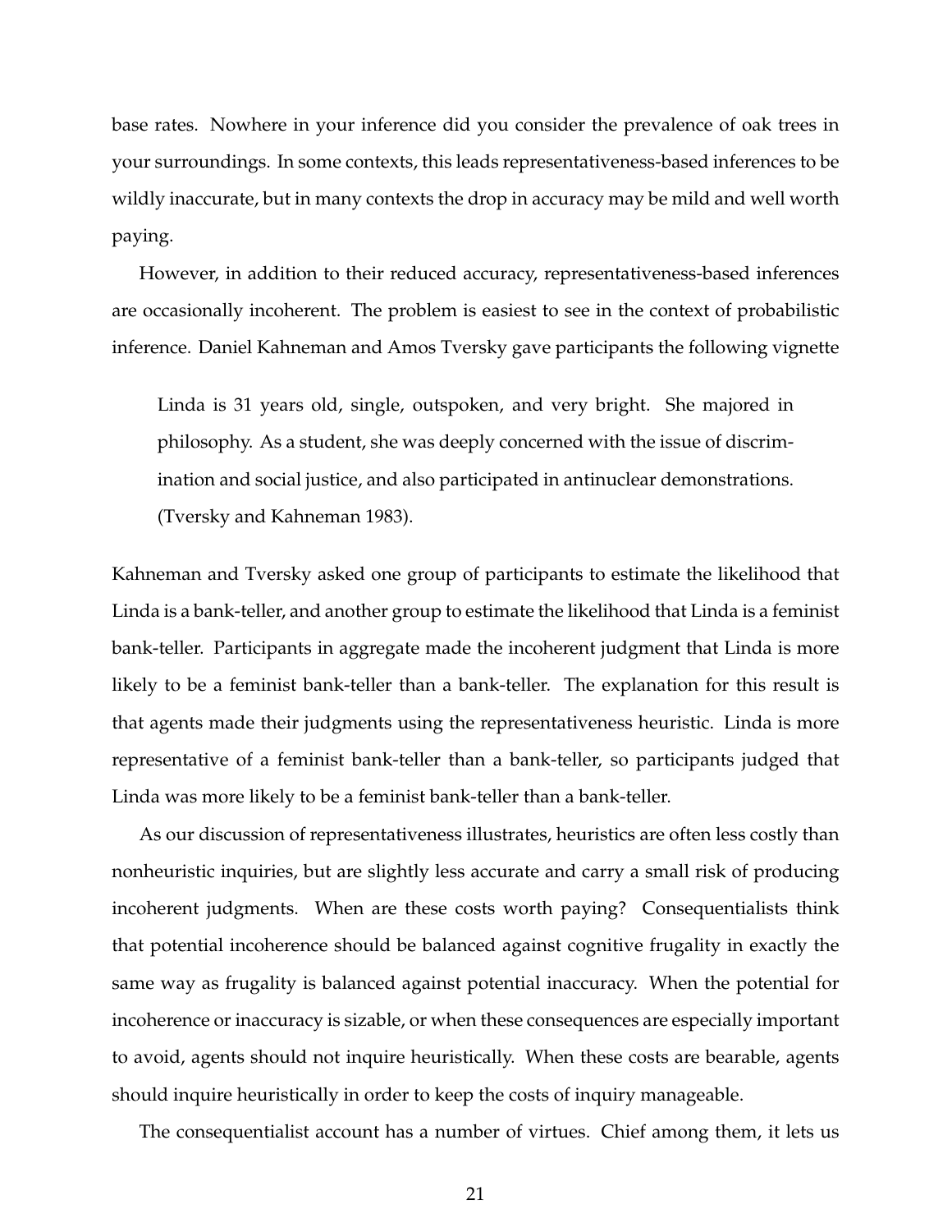base rates. Nowhere in your inference did you consider the prevalence of oak trees in your surroundings. In some contexts, this leads representativeness-based inferences to be wildly inaccurate, but in many contexts the drop in accuracy may be mild and well worth paying.

However, in addition to their reduced accuracy, representativeness-based inferences are occasionally incoherent. The problem is easiest to see in the context of probabilistic inference. Daniel Kahneman and Amos Tversky gave participants the following vignette

> Linda is 31 years old, single, outspoken, and very bright. She majored in philosophy. As a student, she was deeply concerned with the issue of discrimination and social justice, and also participated in antinuclear demonstrations. (Tversky and Kahneman 1983).

Kahneman and Tversky asked one group of participants to estimate the likelihood that Linda is a bank-teller, and another group to estimate the likelihood that Linda is a feminist bank-teller. Participants in aggregate made the incoherent judgment that Linda is more likely to be a feminist bank-teller than a bank-teller. The explanation for this result is that agents made their judgments using the representativeness heuristic. Linda is more representative of a feminist bank-teller than a bank-teller, so participants judged that Linda was more likely to be a feminist bank-teller than a bank-teller.

As our discussion of representativeness illustrates, heuristics are often less costly than nonheuristic inquiries, but are slightly less accurate and carry a small risk of producing incoherent judgments. When are these costs worth paying? Consequentialists think that potential incoherence should be balanced against cognitive frugality in exactly the same way as frugality is balanced against potential inaccuracy. When the potential for incoherence or inaccuracy is sizable, or when these consequences are especially important to avoid, agents should not inquire heuristically. When these costs are bearable, agents should inquire heuristically in order to keep the costs of inquiry manageable.

The consequentialist account has a number of virtues. Chief among them, it lets us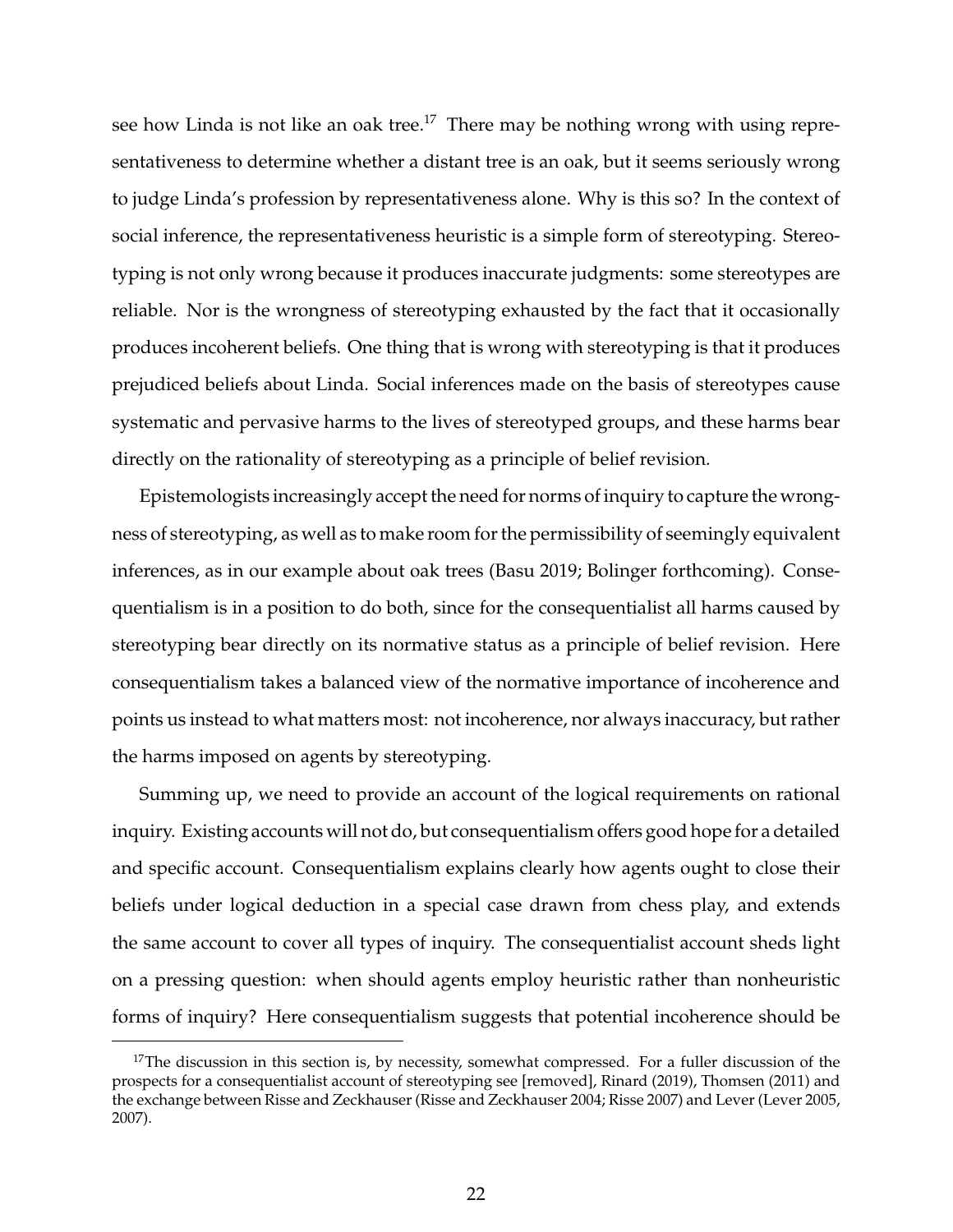see how Linda is not like an oak tree.[17] There may be nothing wrong with using representativeness to determine whether a distant tree is an oak, but it seems seriously wrong to judge Linda's profession by representativeness alone. Why is this so? In the context of social inference, the representativeness heuristic is a simple form of stereotyping. Stereotyping is not only wrong because it produces inaccurate judgments: some stereotypes are reliable. Nor is the wrongness of stereotyping exhausted by the fact that it occasionally produces incoherent beliefs. One thing that is wrong with stereotyping is that it produces prejudiced beliefs about Linda. Social inferences made on the basis of stereotypes cause systematic and pervasive harms to the lives of stereotyped groups, and these harms bear directly on the rationality of stereotyping as a principle of belief revision.

Epistemologists increasingly accept the need for norms of inquiry to capture the wrongness of stereotyping, as well as to make room for the permissibility of seemingly equivalent inferences, as in our example about oak trees (Basu 2019; Bolinger forthcoming). Consequentialism is in a position to do both, since for the consequentialist all harms caused by stereotyping bear directly on its normative status as a principle of belief revision. Here consequentialism takes a balanced view of the normative importance of incoherence and points us instead to what matters most: not incoherence, nor always inaccuracy, but rather the harms imposed on agents by stereotyping.

Summing up, we need to provide an account of the logical requirements on rational inquiry. Existing accounts will not do, but consequentialism offers good hope for a detailed and specific account. Consequentialism explains clearly how agents ought to close their beliefs under logical deduction in a special case drawn from chess play, and extends the same account to cover all types of inquiry. The consequentialist account sheds light on a pressing question: when should agents employ heuristic rather than nonheuristic forms of inquiry? Here consequentialism suggests that potential incoherence should be

[17] The discussion in this section is, by necessity, somewhat compressed. For a fuller discussion of the prospects for a consequentialist account of stereotyping see [removed], Rinard (2019), Thomsen (2011) and the exchange between Risse and Zeckhauser (Risse and Zeckhauser 2004; Risse 2007) and Lever (Lever 2005, 2007).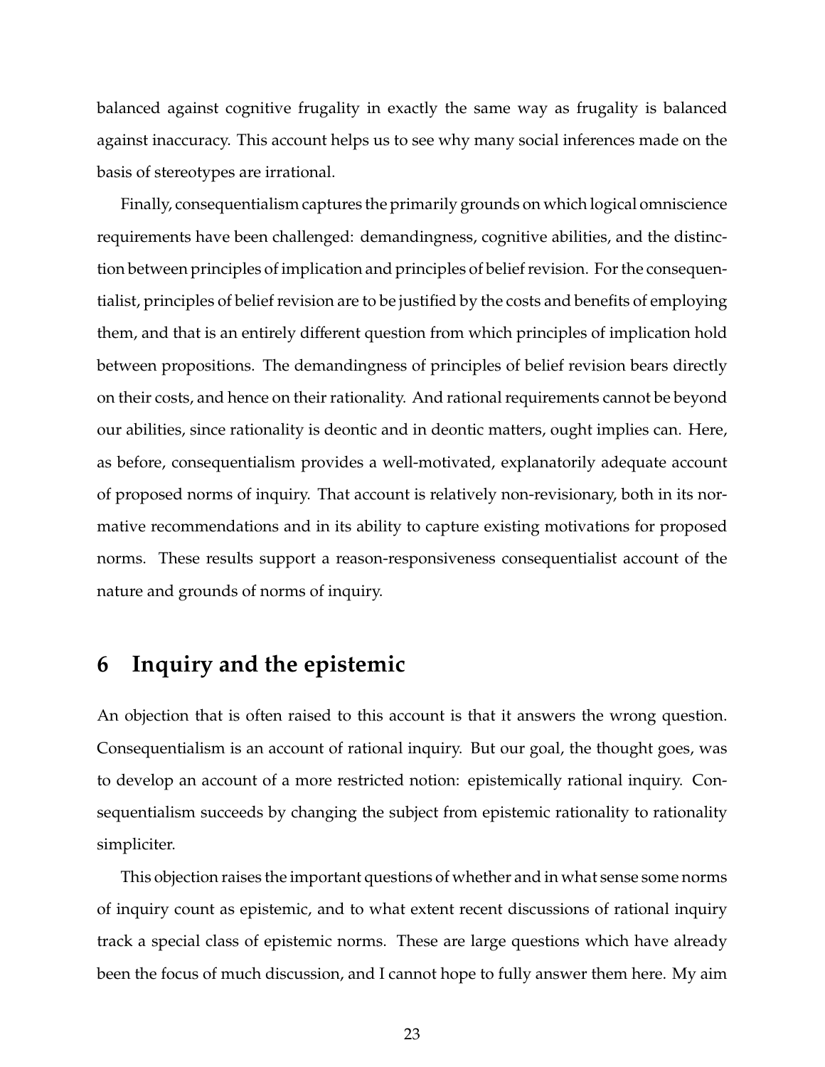balanced against cognitive frugality in exactly the same way as frugality is balanced against inaccuracy. This account helps us to see why many social inferences made on the basis of stereotypes are irrational.

Finally, consequentialism captures the primarily grounds on which logical omniscience requirements have been challenged: demandingness, cognitive abilities, and the distinction between principles of implication and principles of belief revision. For the consequentialist, principles of belief revision are to be justified by the costs and benefits of employing them, and that is an entirely different question from which principles of implication hold between propositions. The demandingness of principles of belief revision bears directly on their costs, and hence on their rationality. And rational requirements cannot be beyond our abilities, since rationality is deontic and in deontic matters, ought implies can. Here, as before, consequentialism provides a well-motivated, explanatorily adequate account of proposed norms of inquiry. That account is relatively non-revisionary, both in its normative recommendations and in its ability to capture existing motivations for proposed norms. These results support a reason-responsiveness consequentialist account of the nature and grounds of norms of inquiry.

# 6 Inquiry and the epistemic

An objection that is often raised to this account is that it answers the wrong question. Consequentialism is an account of rational inquiry. But our goal, the thought goes, was to develop an account of a more restricted notion: epistemically rational inquiry. Consequentialism succeeds by changing the subject from epistemic rationality to rationality simpliciter.

This objection raises the important questions of whether and in what sense some norms of inquiry count as epistemic, and to what extent recent discussions of rational inquiry track a special class of epistemic norms. These are large questions which have already been the focus of much discussion, and I cannot hope to fully answer them here. My aim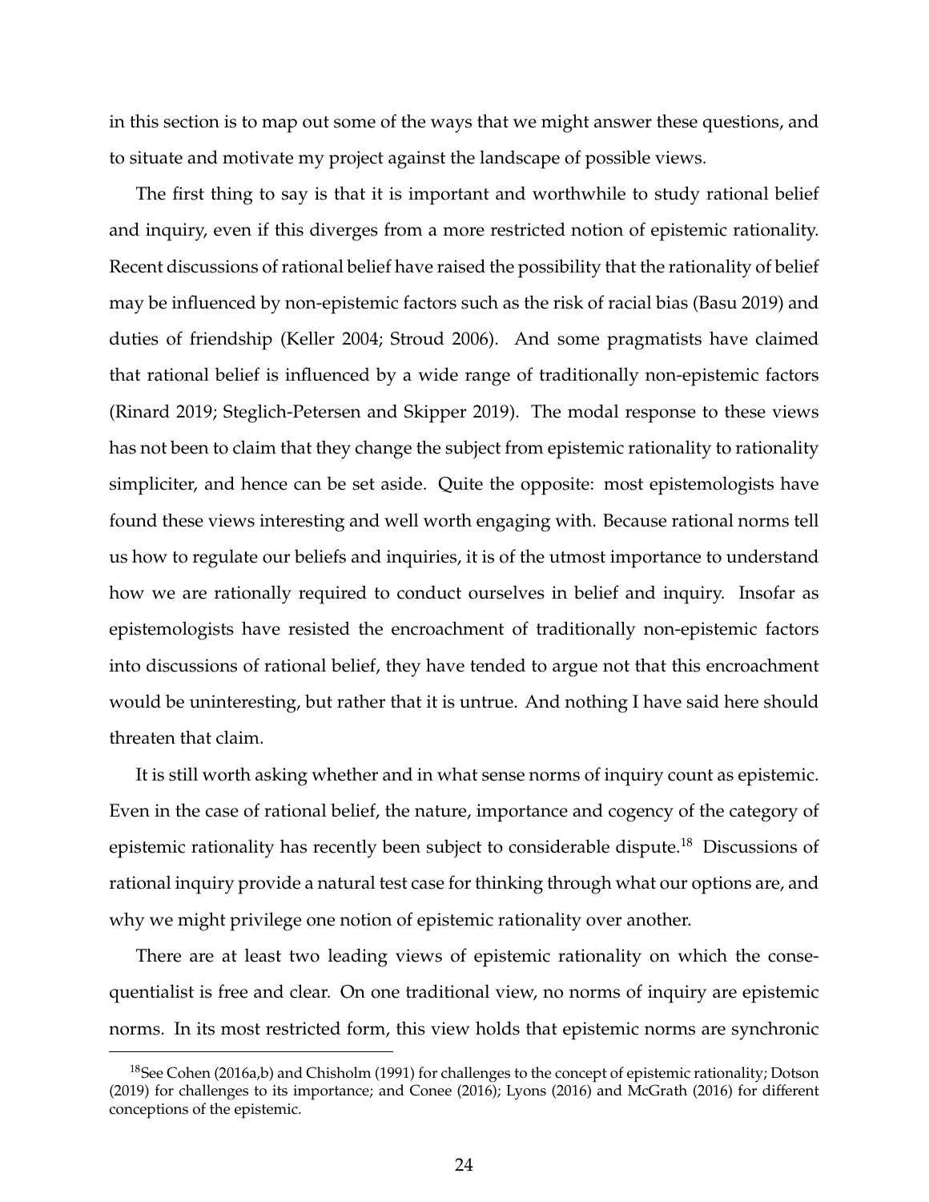in this section is to map out some of the ways that we might answer these questions, and to situate and motivate my project against the landscape of possible views.

The first thing to say is that it is important and worthwhile to study rational belief and inquiry, even if this diverges from a more restricted notion of epistemic rationality. Recent discussions of rational belief have raised the possibility that the rationality of belief may be influenced by non-epistemic factors such as the risk of racial bias (Basu 2019) and duties of friendship (Keller 2004; Stroud 2006). And some pragmatists have claimed that rational belief is influenced by a wide range of traditionally non-epistemic factors (Rinard 2019; Steglich-Petersen and Skipper 2019). The modal response to these views has not been to claim that they change the subject from epistemic rationality to rationality simpliciter, and hence can be set aside. Quite the opposite: most epistemologists have found these views interesting and well worth engaging with. Because rational norms tell us how to regulate our beliefs and inquiries, it is of the utmost importance to understand how we are rationally required to conduct ourselves in belief and inquiry. Insofar as epistemologists have resisted the encroachment of traditionally non-epistemic factors into discussions of rational belief, they have tended to argue not that this encroachment would be uninteresting, but rather that it is untrue. And nothing I have said here should threaten that claim.

It is still worth asking whether and in what sense norms of inquiry count as epistemic. Even in the case of rational belief, the nature, importance and cogency of the category of epistemic rationality has recently been subject to considerable dispute.[18] Discussions of rational inquiry provide a natural test case for thinking through what our options are, and why we might privilege one notion of epistemic rationality over another.

There are at least two leading views of epistemic rationality on which the consequentialist is free and clear. On one traditional view, no norms of inquiry are epistemic norms. In its most restricted form, this view holds that epistemic norms are synchronic

[18] See Cohen (2016a,b) and Chisholm (1991) for challenges to the concept of epistemic rationality; Dotson (2019) for challenges to its importance; and Conee (2016); Lyons (2016) and McGrath (2016) for different conceptions of the epistemic.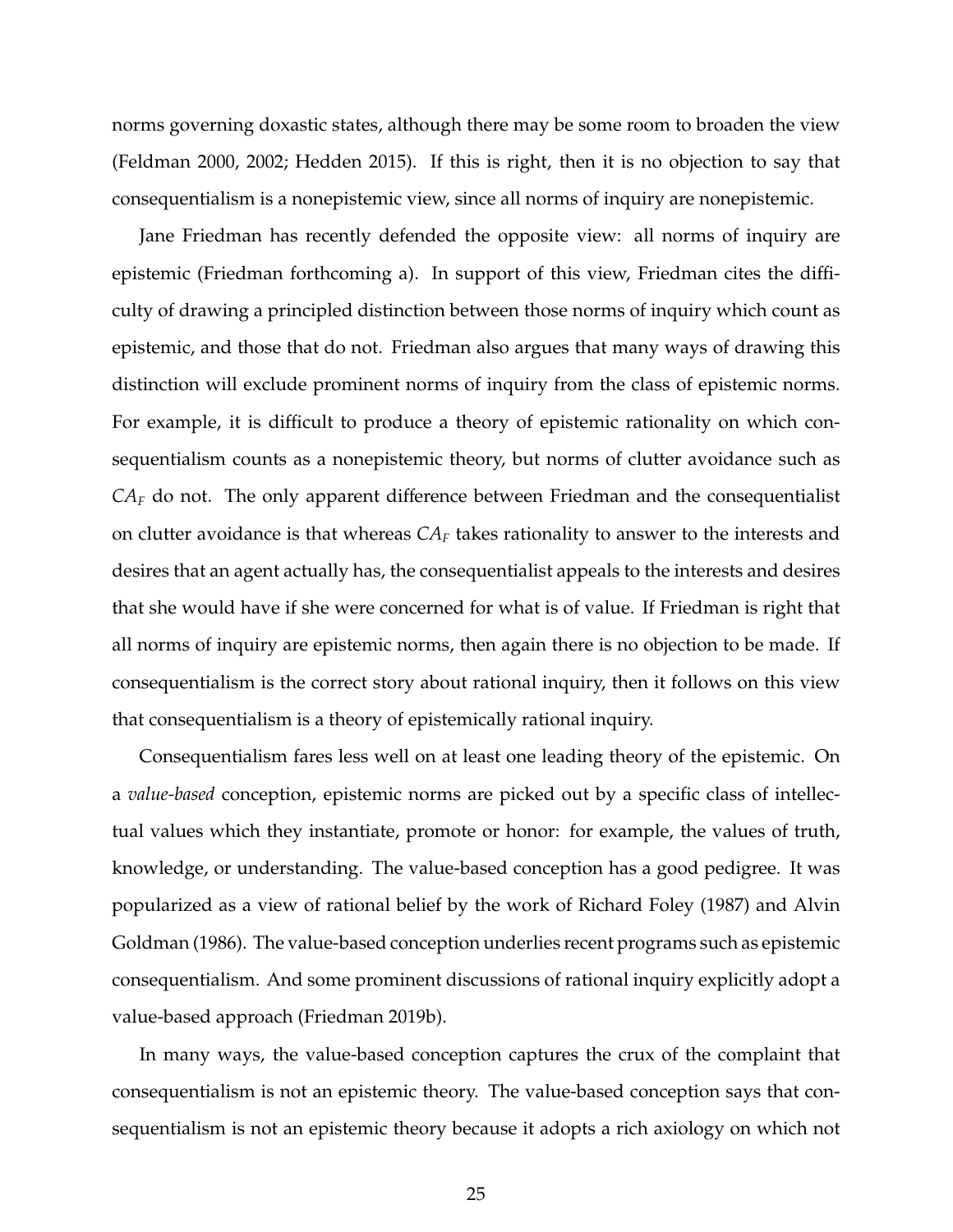norms governing doxastic states, although there may be some room to broaden the view (Feldman 2000, 2002; Hedden 2015). If this is right, then it is no objection to say that consequentialism is a nonepistemic view, since all norms of inquiry are nonepistemic.

Jane Friedman has recently defended the opposite view: all norms of inquiry are epistemic (Friedman forthcoming a). In support of this view, Friedman cites the difficulty of drawing a principled distinction between those norms of inquiry which count as epistemic, and those that do not. Friedman also argues that many ways of drawing this distinction will exclude prominent norms of inquiry from the class of epistemic norms. For example, it is difficult to produce a theory of epistemic rationality on which consequentialism counts as a nonepistemic theory, but norms of clutter avoidance such as $CA_F$ do not. The only apparent difference between Friedman and the consequentialist on clutter avoidance is that whereas $CA_F$ takes rationality to answer to the interests and desires that an agent actually has, the consequentialist appeals to the interests and desires that she would have if she were concerned for what is of value. If Friedman is right that all norms of inquiry are epistemic norms, then again there is no objection to be made. If consequentialism is the correct story about rational inquiry, then it follows on this view that consequentialism is a theory of epistemically rational inquiry.

Consequentialism fares less well on at least one leading theory of the epistemic. On a *value-based* conception, epistemic norms are picked out by a specific class of intellectual values which they instantiate, promote or honor: for example, the values of truth, knowledge, or understanding. The value-based conception has a good pedigree. It was popularized as a view of rational belief by the work of Richard Foley (1987) and Alvin Goldman (1986). The value-based conception underlies recent programs such as epistemic consequentialism. And some prominent discussions of rational inquiry explicitly adopt a value-based approach (Friedman 2019b).

In many ways, the value-based conception captures the crux of the complaint that consequentialism is not an epistemic theory. The value-based conception says that consequentialism is not an epistemic theory because it adopts a rich axiology on which not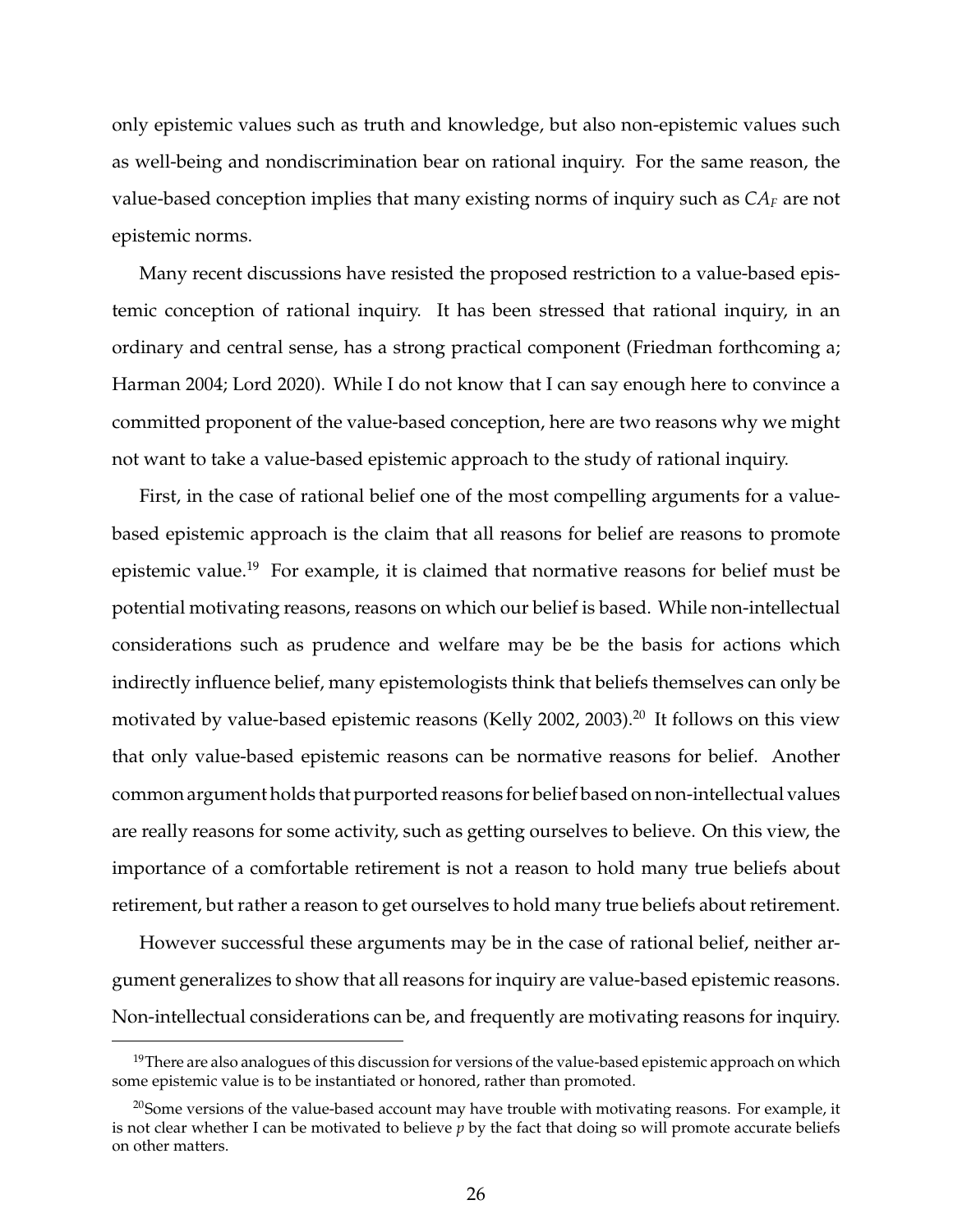only epistemic values such as truth and knowledge, but also non-epistemic values such as well-being and nondiscrimination bear on rational inquiry. For the same reason, the value-based conception implies that many existing norms of inquiry such as $CA_F$ are not epistemic norms.

Many recent discussions have resisted the proposed restriction to a value-based epistemic conception of rational inquiry. It has been stressed that rational inquiry, in an ordinary and central sense, has a strong practical component (Friedman forthcoming a; Harman 2004; Lord 2020). While I do not know that I can say enough here to convince a committed proponent of the value-based conception, here are two reasons why we might not want to take a value-based epistemic approach to the study of rational inquiry.

First, in the case of rational belief one of the most compelling arguments for a value-based epistemic approach is the claim that all reasons for belief are reasons to promote epistemic value.[19] For example, it is claimed that normative reasons for belief must be potential motivating reasons, reasons on which our belief is based. While non-intellectual considerations such as prudence and welfare may be be the basis for actions which indirectly influence belief, many epistemologists think that beliefs themselves can only be motivated by value-based epistemic reasons (Kelly 2002, 2003).[20] It follows on this view that only value-based epistemic reasons can be normative reasons for belief. Another common argument holds that purported reasons for belief based on non-intellectual values are really reasons for some activity, such as getting ourselves to believe. On this view, the importance of a comfortable retirement is not a reason to hold many true beliefs about retirement, but rather a reason to get ourselves to hold many true beliefs about retirement.

However successful these arguments may be in the case of rational belief, neither argument generalizes to show that all reasons for inquiry are value-based epistemic reasons. Non-intellectual considerations can be, and frequently are motivating reasons for inquiry.

---

[19] There are also analogues of this discussion for versions of the value-based epistemic approach on which some epistemic value is to be instantiated or honored, rather than promoted.

[20] Some versions of the value-based account may have trouble with motivating reasons. For example, it is not clear whether I can be motivated to believe $p$ by the fact that doing so will promote accurate beliefs on other matters.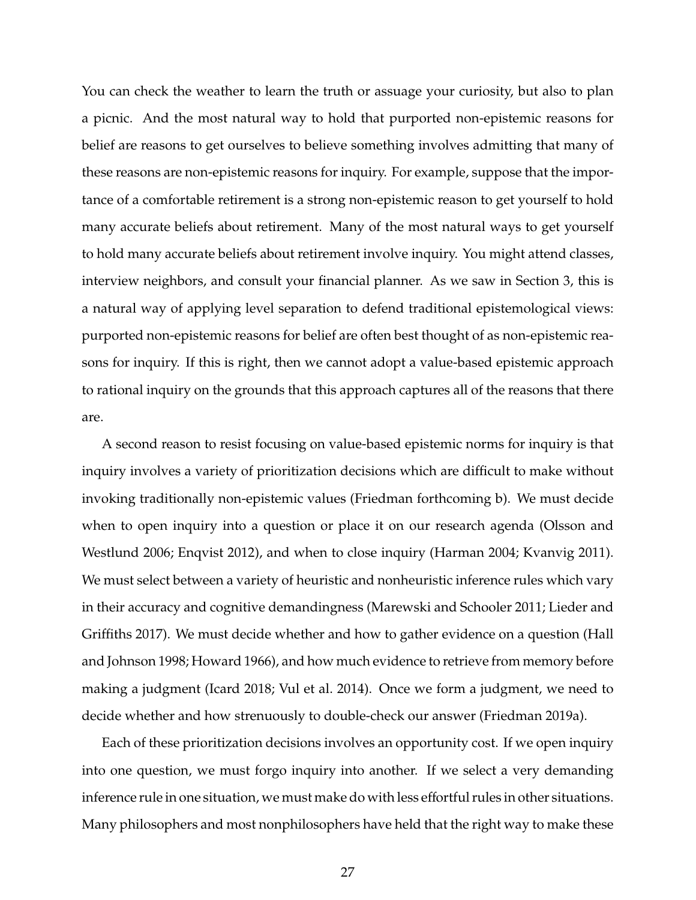You can check the weather to learn the truth or assuage your curiosity, but also to plan a picnic. And the most natural way to hold that purported non-epistemic reasons for belief are reasons to get ourselves to believe something involves admitting that many of these reasons are non-epistemic reasons for inquiry. For example, suppose that the importance of a comfortable retirement is a strong non-epistemic reason to get yourself to hold many accurate beliefs about retirement. Many of the most natural ways to get yourself to hold many accurate beliefs about retirement involve inquiry. You might attend classes, interview neighbors, and consult your financial planner. As we saw in Section 3, this is a natural way of applying level separation to defend traditional epistemological views: purported non-epistemic reasons for belief are often best thought of as non-epistemic reasons for inquiry. If this is right, then we cannot adopt a value-based epistemic approach to rational inquiry on the grounds that this approach captures all of the reasons that there are.

A second reason to resist focusing on value-based epistemic norms for inquiry is that inquiry involves a variety of prioritization decisions which are difficult to make without invoking traditionally non-epistemic values (Friedman forthcoming b). We must decide when to open inquiry into a question or place it on our research agenda (Olsson and Westlund 2006; Enqvist 2012), and when to close inquiry (Harman 2004; Kvanvig 2011). We must select between a variety of heuristic and nonheuristic inference rules which vary in their accuracy and cognitive demandingness (Marewski and Schooler 2011; Lieder and Griffiths 2017). We must decide whether and how to gather evidence on a question (Hall and Johnson 1998; Howard 1966), and how much evidence to retrieve from memory before making a judgment (Icard 2018; Vul et al. 2014). Once we form a judgment, we need to decide whether and how strenuously to double-check our answer (Friedman 2019a).

Each of these prioritization decisions involves an opportunity cost. If we open inquiry into one question, we must forgo inquiry into another. If we select a very demanding inference rule in one situation, we must make do with less effortful rules in other situations. Many philosophers and most nonphilosophers have held that the right way to make these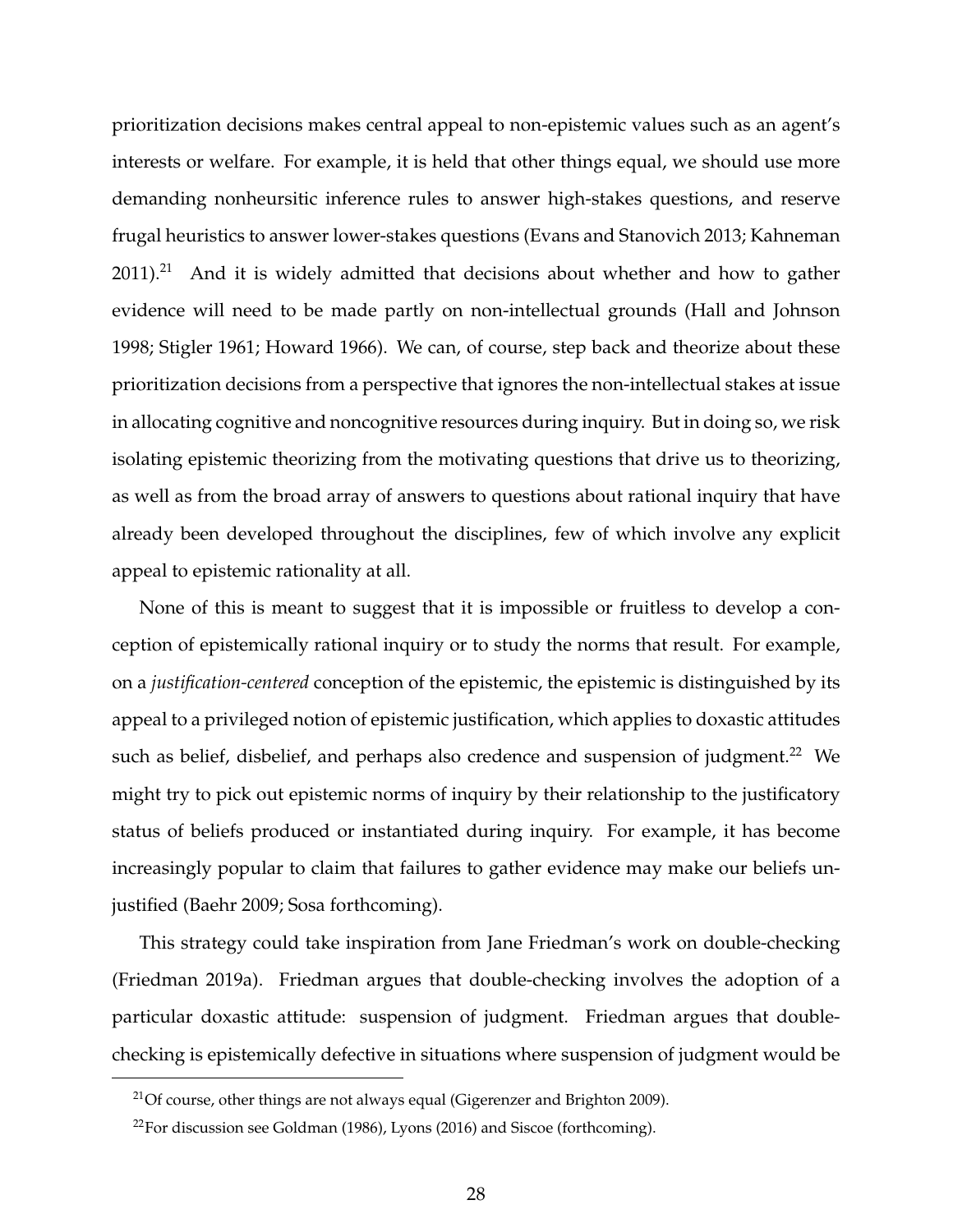prioritization decisions makes central appeal to non-epistemic values such as an agent's interests or welfare. For example, it is held that other things equal, we should use more demanding nonheursitic inference rules to answer high-stakes questions, and reserve frugal heuristics to answer lower-stakes questions (Evans and Stanovich 2013; Kahneman 2011).[21] And it is widely admitted that decisions about whether and how to gather evidence will need to be made partly on non-intellectual grounds (Hall and Johnson 1998; Stigler 1961; Howard 1966). We can, of course, step back and theorize about these prioritization decisions from a perspective that ignores the non-intellectual stakes at issue in allocating cognitive and noncognitive resources during inquiry. But in doing so, we risk isolating epistemic theorizing from the motivating questions that drive us to theorizing, as well as from the broad array of answers to questions about rational inquiry that have already been developed throughout the disciplines, few of which involve any explicit appeal to epistemic rationality at all.

None of this is meant to suggest that it is impossible or fruitless to develop a conception of epistemically rational inquiry or to study the norms that result. For example, on a *justification-centered* conception of the epistemic, the epistemic is distinguished by its appeal to a privileged notion of epistemic justification, which applies to doxastic attitudes such as belief, disbelief, and perhaps also credence and suspension of judgment.[22] We might try to pick out epistemic norms of inquiry by their relationship to the justificatory status of beliefs produced or instantiated during inquiry. For example, it has become increasingly popular to claim that failures to gather evidence may make our beliefs unjustified (Baehr 2009; Sosa forthcoming).

This strategy could take inspiration from Jane Friedman's work on double-checking (Friedman 2019a). Friedman argues that double-checking involves the adoption of a particular doxastic attitude: suspension of judgment. Friedman argues that double-checking is epistemically defective in situations where suspension of judgment would be

[21] Of course, other things are not always equal (Gigerenzer and Brighton 2009).

[22] For discussion see Goldman (1986), Lyons (2016) and Siscoe (forthcoming).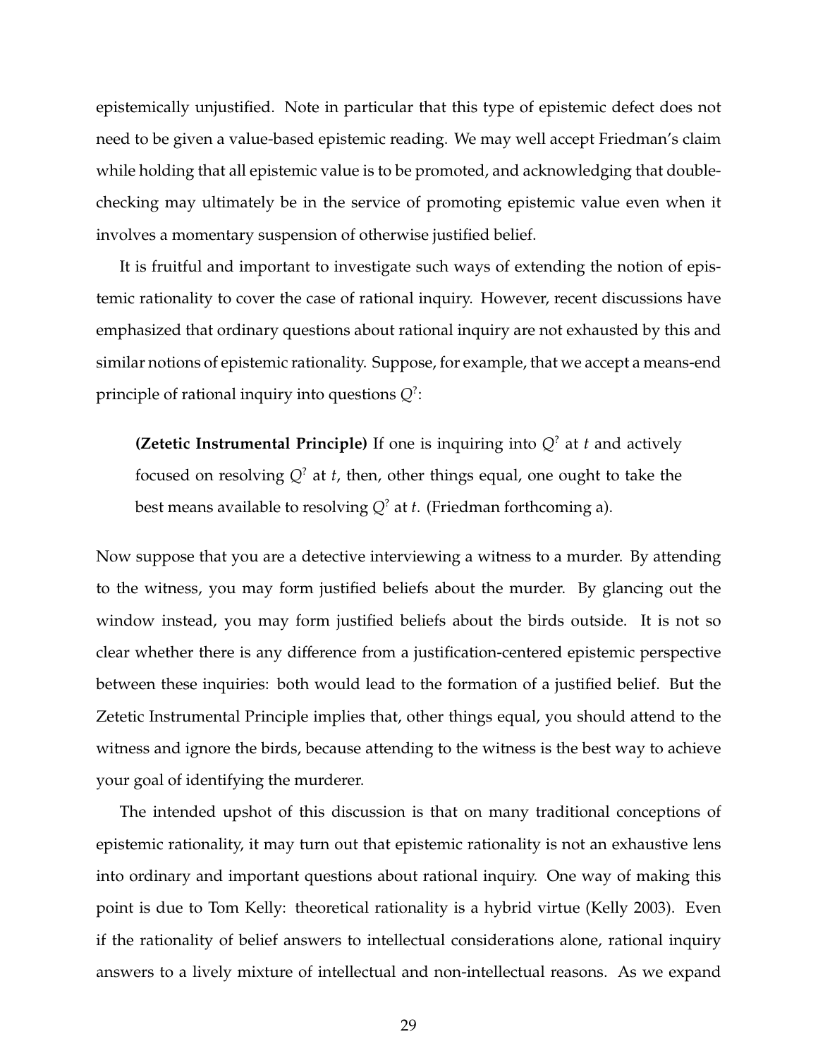epistemically unjustified. Note in particular that this type of epistemic defect does not need to be given a value-based epistemic reading. We may well accept Friedman's claim while holding that all epistemic value is to be promoted, and acknowledging that double-checking may ultimately be in the service of promoting epistemic value even when it involves a momentary suspension of otherwise justified belief.

It is fruitful and important to investigate such ways of extending the notion of epistemic rationality to cover the case of rational inquiry. However, recent discussions have emphasized that ordinary questions about rational inquiry are not exhausted by this and similar notions of epistemic rationality. Suppose, for example, that we accept a means-end principle of rational inquiry into questions $Q^?$:

> **(Zetetic Instrumental Principle)** If one is inquiring into $Q^?$ at $t$ and actively focused on resolving $Q^?$ at $t$, then, other things equal, one ought to take the best means available to resolving $Q^?$ at $t$. (Friedman forthcoming a).

Now suppose that you are a detective interviewing a witness to a murder. By attending to the witness, you may form justified beliefs about the murder. By glancing out the window instead, you may form justified beliefs about the birds outside. It is not so clear whether there is any difference from a justification-centered epistemic perspective between these inquiries: both would lead to the formation of a justified belief. But the Zetetic Instrumental Principle implies that, other things equal, you should attend to the witness and ignore the birds, because attending to the witness is the best way to achieve your goal of identifying the murderer.

The intended upshot of this discussion is that on many traditional conceptions of epistemic rationality, it may turn out that epistemic rationality is not an exhaustive lens into ordinary and important questions about rational inquiry. One way of making this point is due to Tom Kelly: theoretical rationality is a hybrid virtue (Kelly 2003). Even if the rationality of belief answers to intellectual considerations alone, rational inquiry answers to a lively mixture of intellectual and non-intellectual reasons. As we expand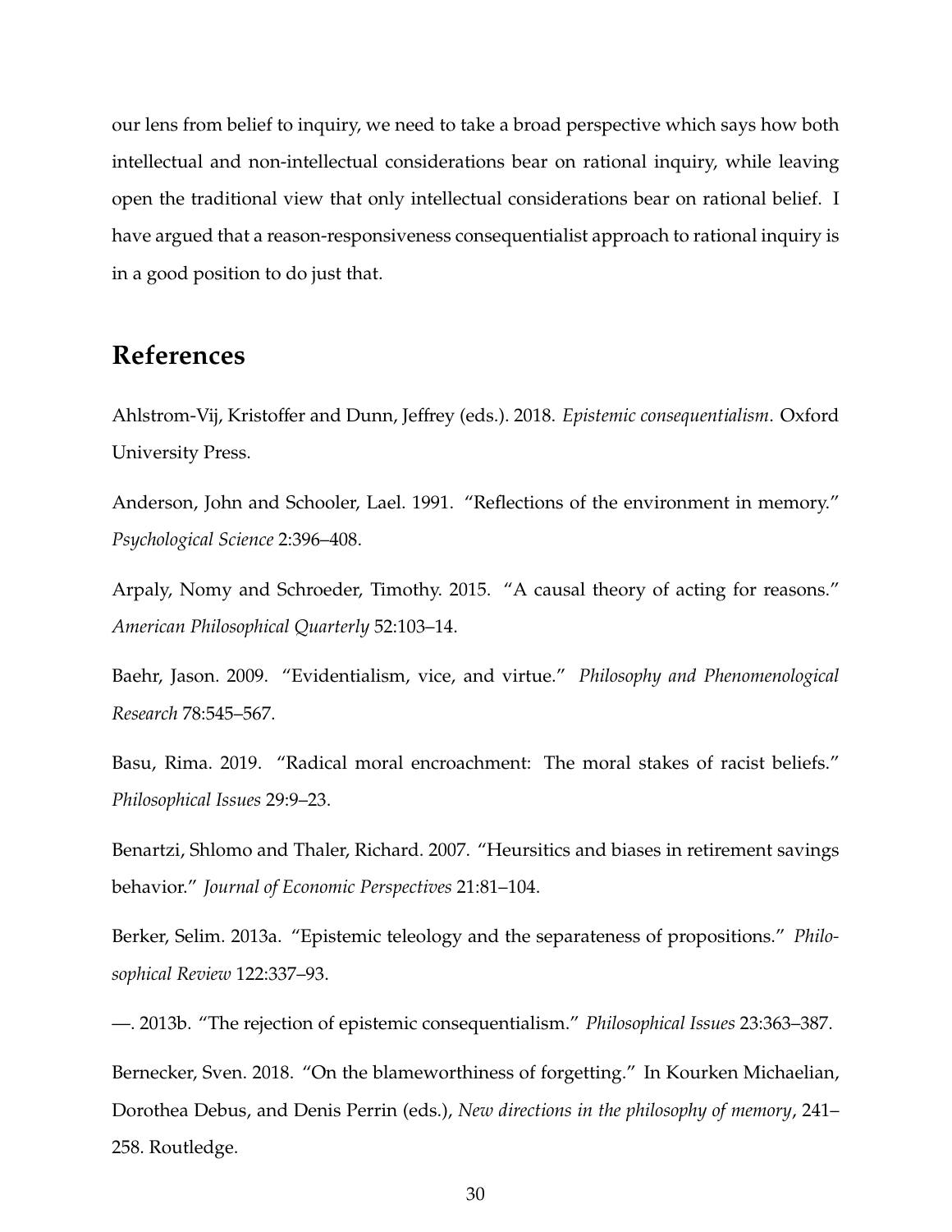our lens from belief to inquiry, we need to take a broad perspective which says how both intellectual and non-intellectual considerations bear on rational inquiry, while leaving open the traditional view that only intellectual considerations bear on rational belief. I have argued that a reason-responsiveness consequentialist approach to rational inquiry is in a good position to do just that.

## References

Ahlstrom-Vij, Kristoffer and Dunn, Jeffrey (eds.). 2018. *Epistemic consequentialism*. Oxford University Press.

Anderson, John and Schooler, Lael. 1991. "Reflections of the environment in memory." *Psychological Science* 2:396–408.

Arpaly, Nomy and Schroeder, Timothy. 2015. "A causal theory of acting for reasons." *American Philosophical Quarterly* 52:103–14.

Baehr, Jason. 2009. "Evidentialism, vice, and virtue." *Philosophy and Phenomenological Research* 78:545–567.

Basu, Rima. 2019. "Radical moral encroachment: The moral stakes of racist beliefs." *Philosophical Issues* 29:9–23.

Benartzi, Shlomo and Thaler, Richard. 2007. "Heursitics and biases in retirement savings behavior." *Journal of Economic Perspectives* 21:81–104.

Berker, Selim. 2013a. "Epistemic teleology and the separateness of propositions." *Philosophical Review* 122:337–93.

—. 2013b. "The rejection of epistemic consequentialism." *Philosophical Issues* 23:363–387.

Bernecker, Sven. 2018. "On the blameworthiness of forgetting." In Kourken Michaelian, Dorothea Debus, and Denis Perrin (eds.), *New directions in the philosophy of memory*, 241–258. Routledge.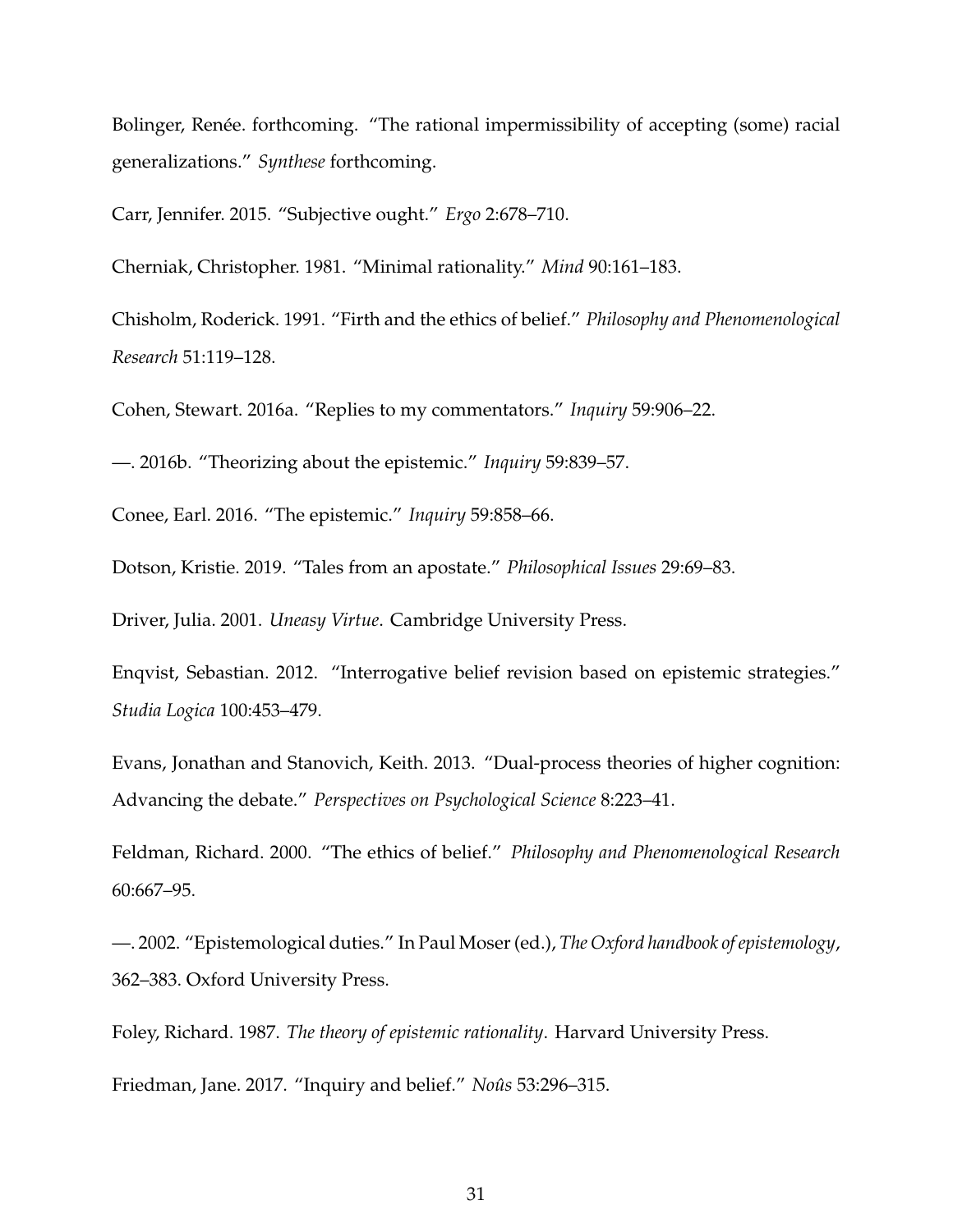Bolinger, Renée. forthcoming. "The rational impermissibility of accepting (some) racial generalizations." *Synthese* forthcoming.

Carr, Jennifer. 2015. "Subjective ought." *Ergo* 2:678–710.

Cherniak, Christopher. 1981. "Minimal rationality." *Mind* 90:161–183.

Chisholm, Roderick. 1991. "Firth and the ethics of belief." *Philosophy and Phenomenological Research* 51:119–128.

Cohen, Stewart. 2016a. "Replies to my commentators." *Inquiry* 59:906–22.

—. 2016b. "Theorizing about the epistemic." *Inquiry* 59:839–57.

Conee, Earl. 2016. "The epistemic." *Inquiry* 59:858–66.

Dotson, Kristie. 2019. "Tales from an apostate." *Philosophical Issues* 29:69–83.

Driver, Julia. 2001. *Uneasy Virtue*. Cambridge University Press.

Enqvist, Sebastian. 2012. "Interrogative belief revision based on epistemic strategies." *Studia Logica* 100:453–479.

Evans, Jonathan and Stanovich, Keith. 2013. "Dual-process theories of higher cognition: Advancing the debate." *Perspectives on Psychological Science* 8:223–41.

Feldman, Richard. 2000. "The ethics of belief." *Philosophy and Phenomenological Research* 60:667–95.

—. 2002. "Epistemological duties." In Paul Moser (ed.), *The Oxford handbook of epistemology*, 362–383. Oxford University Press.

Foley, Richard. 1987. *The theory of epistemic rationality*. Harvard University Press.

Friedman, Jane. 2017. "Inquiry and belief." *Noûs* 53:296–315.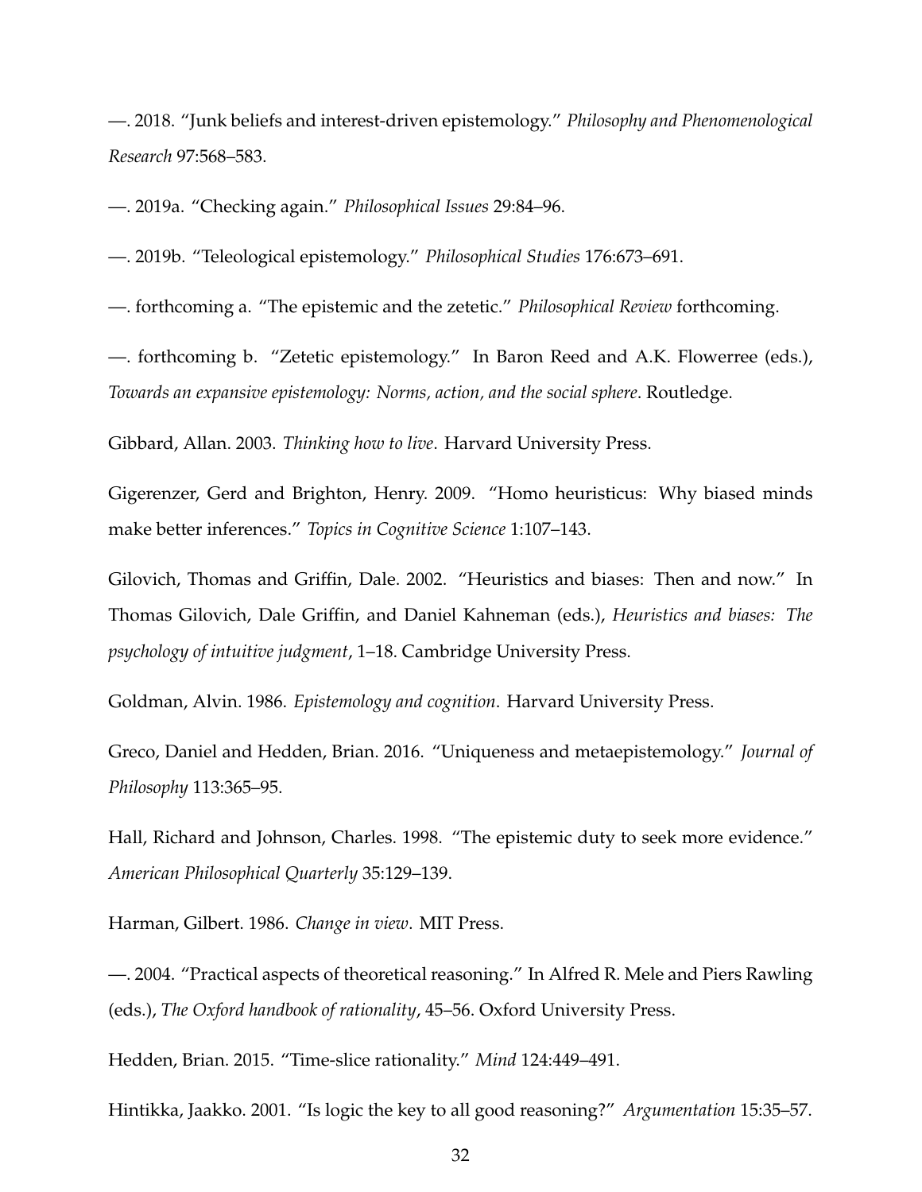—. 2018. “Junk beliefs and interest-driven epistemology.” *Philosophy and Phenomenological Research* 97:568–583.

—. 2019a. “Checking again.” *Philosophical Issues* 29:84–96.

—. 2019b. “Teleological epistemology.” *Philosophical Studies* 176:673–691.

—. forthcoming a. “The epistemic and the zetetic.” *Philosophical Review* forthcoming.

—. forthcoming b. “Zetetic epistemology.” In Baron Reed and A.K. Flowerree (eds.), *Towards an expansive epistemology: Norms, action, and the social sphere*. Routledge.

Gibbard, Allan. 2003. *Thinking how to live*. Harvard University Press.

Gigerenzer, Gerd and Brighton, Henry. 2009. “Homo heuristicus: Why biased minds make better inferences.” *Topics in Cognitive Science* 1:107–143.

Gilovich, Thomas and Griffin, Dale. 2002. “Heuristics and biases: Then and now.” In Thomas Gilovich, Dale Griffin, and Daniel Kahneman (eds.), *Heuristics and biases: The psychology of intuitive judgment*, 1–18. Cambridge University Press.

Goldman, Alvin. 1986. *Epistemology and cognition*. Harvard University Press.

Greco, Daniel and Hedden, Brian. 2016. “Uniqueness and metaepistemology.” *Journal of Philosophy* 113:365–95.

Hall, Richard and Johnson, Charles. 1998. “The epistemic duty to seek more evidence.” *American Philosophical Quarterly* 35:129–139.

Harman, Gilbert. 1986. *Change in view*. MIT Press.

—. 2004. “Practical aspects of theoretical reasoning.” In Alfred R. Mele and Piers Rawling (eds.), *The Oxford handbook of rationality*, 45–56. Oxford University Press.

Hedden, Brian. 2015. “Time-slice rationality.” *Mind* 124:449–491.

Hintikka, Jaakko. 2001. “Is logic the key to all good reasoning?” *Argumentation* 15:35–57.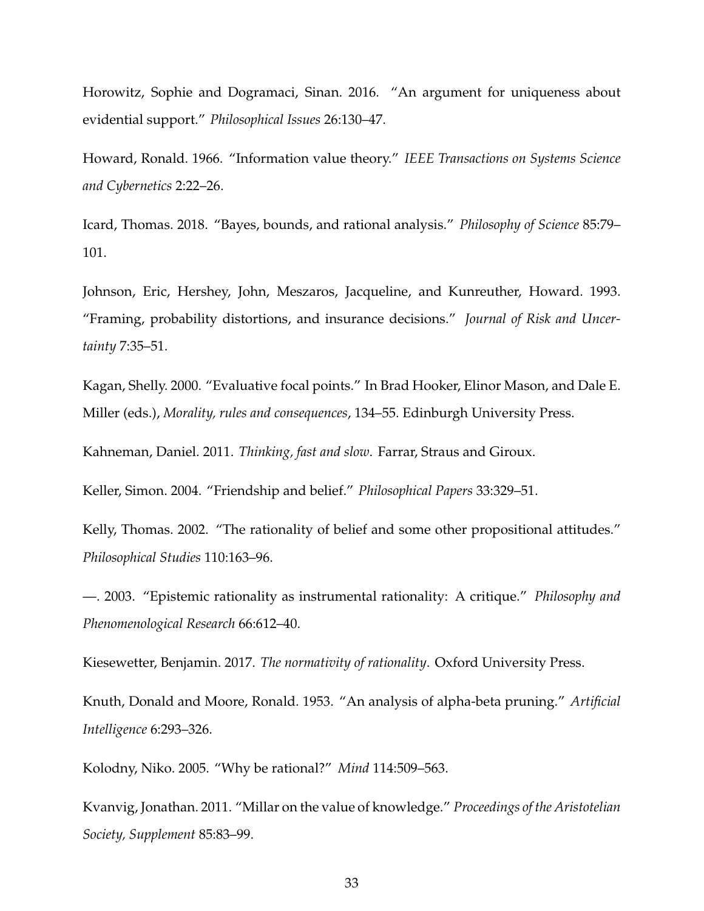Horowitz, Sophie and Dogramaci, Sinan. 2016. "An argument for uniqueness about evidential support." *Philosophical Issues* 26:130–47.

Howard, Ronald. 1966. "Information value theory." *IEEE Transactions on Systems Science and Cybernetics* 2:22–26.

Icard, Thomas. 2018. "Bayes, bounds, and rational analysis." *Philosophy of Science* 85:79–101.

Johnson, Eric, Hershey, John, Meszaros, Jacqueline, and Kunreuther, Howard. 1993. "Framing, probability distortions, and insurance decisions." *Journal of Risk and Uncertainty* 7:35–51.

Kagan, Shelly. 2000. "Evaluative focal points." In Brad Hooker, Elinor Mason, and Dale E. Miller (eds.), *Morality, rules and consequences*, 134–55. Edinburgh University Press.

Kahneman, Daniel. 2011. *Thinking, fast and slow*. Farrar, Straus and Giroux.

Keller, Simon. 2004. "Friendship and belief." *Philosophical Papers* 33:329–51.

Kelly, Thomas. 2002. "The rationality of belief and some other propositional attitudes." *Philosophical Studies* 110:163–96.

—. 2003. "Epistemic rationality as instrumental rationality: A critique." *Philosophy and Phenomenological Research* 66:612–40.

Kiesewetter, Benjamin. 2017. *The normativity of rationality*. Oxford University Press.

Knuth, Donald and Moore, Ronald. 1953. "An analysis of alpha-beta pruning." *Artificial Intelligence* 6:293–326.

Kolodny, Niko. 2005. "Why be rational?" *Mind* 114:509–563.

Kvanvig, Jonathan. 2011. "Millar on the value of knowledge." *Proceedings of the Aristotelian Society, Supplement* 85:83–99.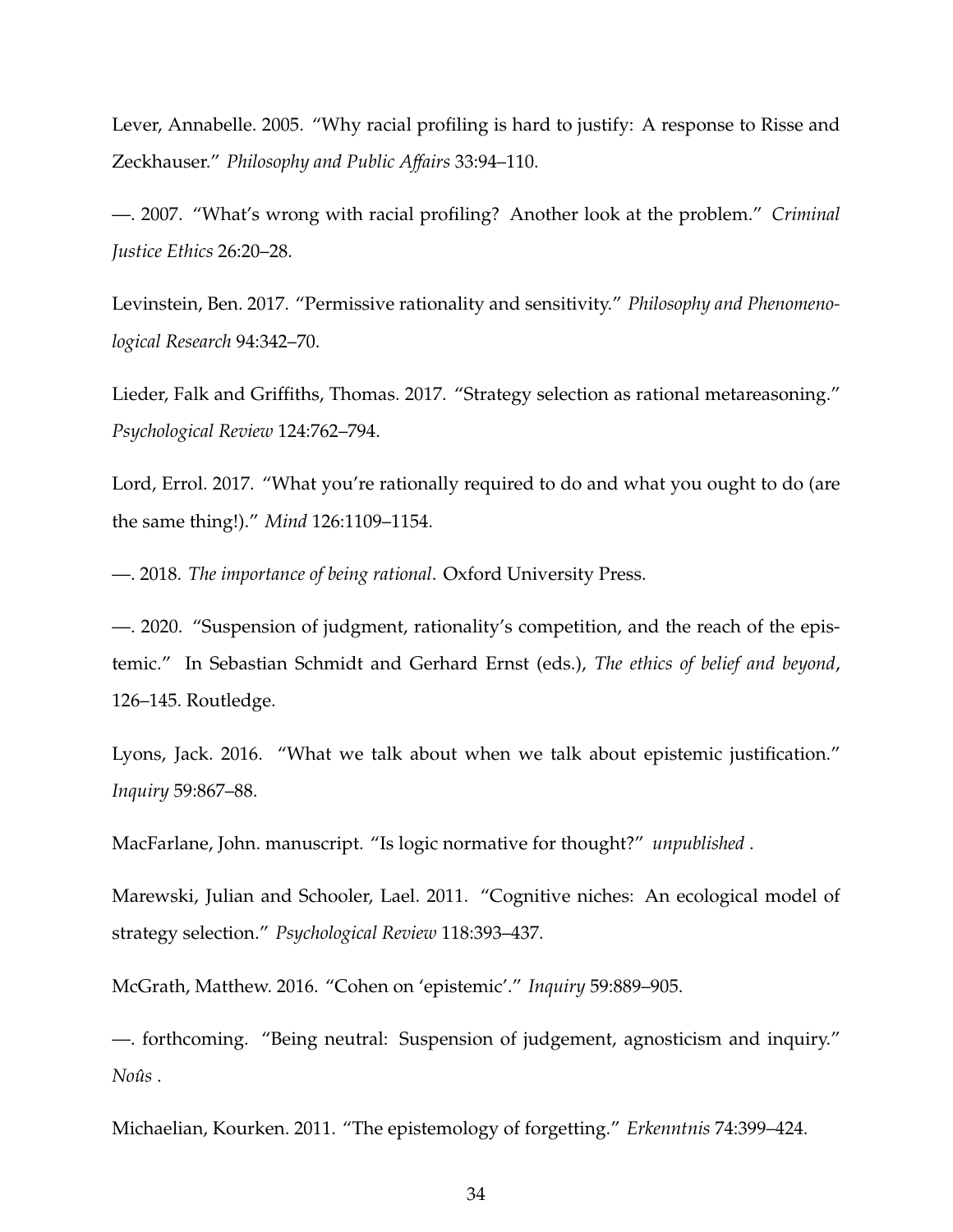Lever, Annabelle. 2005. "Why racial profiling is hard to justify: A response to Risse and Zeckhauser." *Philosophy and Public Affairs* 33:94–110.

—. 2007. "What's wrong with racial profiling? Another look at the problem." *Criminal Justice Ethics* 26:20–28.

Levinstein, Ben. 2017. "Permissive rationality and sensitivity." *Philosophy and Phenomenological Research* 94:342–70.

Lieder, Falk and Griffiths, Thomas. 2017. "Strategy selection as rational metareasoning." *Psychological Review* 124:762–794.

Lord, Errol. 2017. "What you're rationally required to do and what you ought to do (are the same thing!)." *Mind* 126:1109–1154.

—. 2018. *The importance of being rational*. Oxford University Press.

—. 2020. "Suspension of judgment, rationality's competition, and the reach of the epistemic." In Sebastian Schmidt and Gerhard Ernst (eds.), *The ethics of belief and beyond*, 126–145. Routledge.

Lyons, Jack. 2016. "What we talk about when we talk about epistemic justification." *Inquiry* 59:867–88.

MacFarlane, John. manuscript. "Is logic normative for thought?" *unpublished* .

Marewski, Julian and Schooler, Lael. 2011. "Cognitive niches: An ecological model of strategy selection." *Psychological Review* 118:393–437.

McGrath, Matthew. 2016. "Cohen on 'epistemic'." *Inquiry* 59:889–905.

—. forthcoming. "Being neutral: Suspension of judgement, agnosticism and inquiry." *Noûs* .

Michaelian, Kourken. 2011. "The epistemology of forgetting." *Erkenntnis* 74:399–424.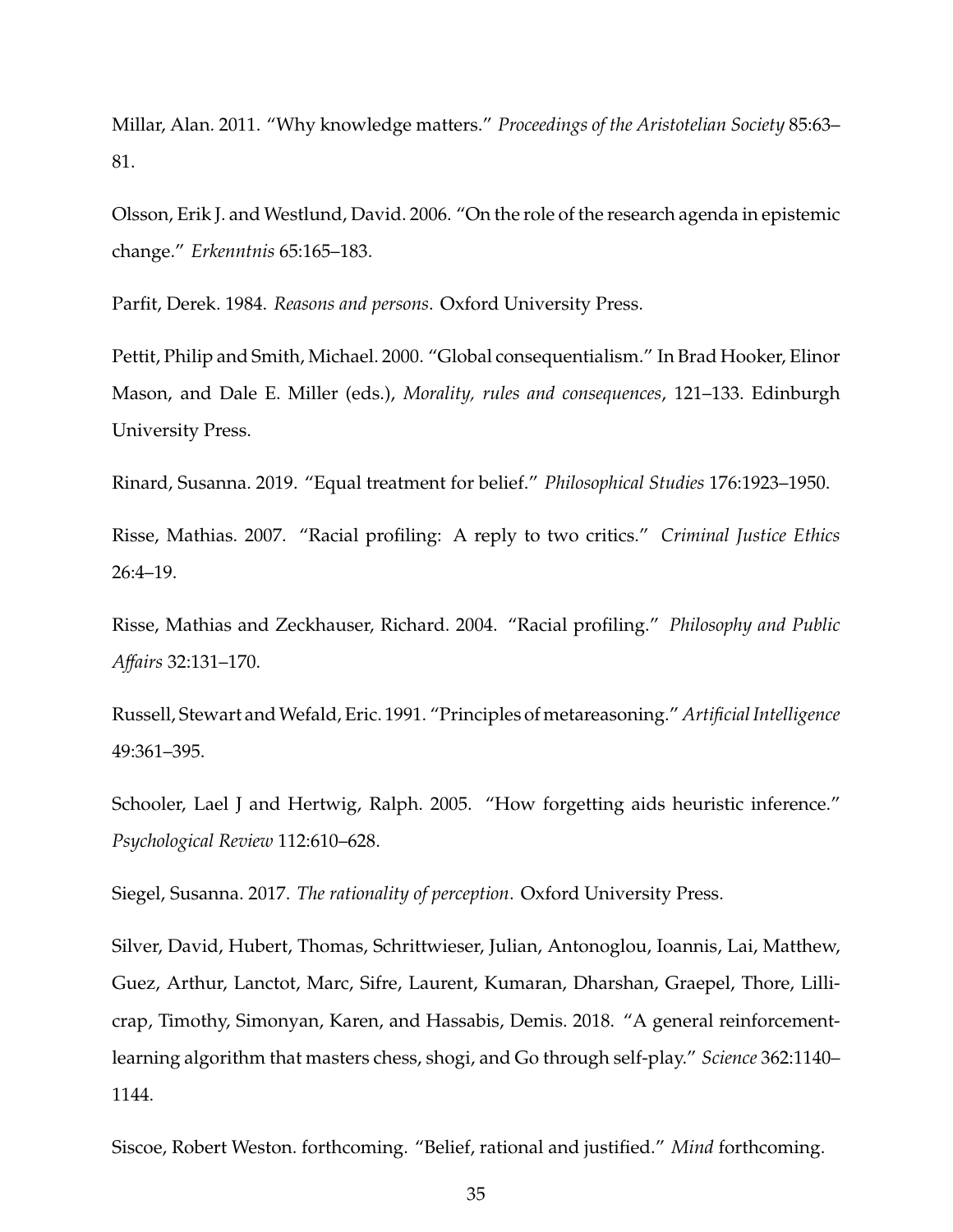Millar, Alan. 2011. "Why knowledge matters." *Proceedings of the Aristotelian Society* 85:63–81.

Olsson, Erik J. and Westlund, David. 2006. "On the role of the research agenda in epistemic change." *Erkenntnis* 65:165–183.

Parfit, Derek. 1984. *Reasons and persons*. Oxford University Press.

Pettit, Philip and Smith, Michael. 2000. "Global consequentialism." In Brad Hooker, Elinor Mason, and Dale E. Miller (eds.), *Morality, rules and consequences*, 121–133. Edinburgh University Press.

Rinard, Susanna. 2019. "Equal treatment for belief." *Philosophical Studies* 176:1923–1950.

Risse, Mathias. 2007. "Racial profiling: A reply to two critics." *Criminal Justice Ethics* 26:4–19.

Risse, Mathias and Zeckhauser, Richard. 2004. "Racial profiling." *Philosophy and Public Affairs* 32:131–170.

Russell, Stewart and Wefald, Eric. 1991. "Principles of metareasoning." *Artificial Intelligence* 49:361–395.

Schooler, Lael J and Hertwig, Ralph. 2005. "How forgetting aids heuristic inference." *Psychological Review* 112:610–628.

Siegel, Susanna. 2017. *The rationality of perception*. Oxford University Press.

Silver, David, Hubert, Thomas, Schrittwieser, Julian, Antonoglou, Ioannis, Lai, Matthew, Guez, Arthur, Lanctot, Marc, Sifre, Laurent, Kumaran, Dharshan, Graepel, Thore, Lillicrap, Timothy, Simonyan, Karen, and Hassabis, Demis. 2018. "A general reinforcement-learning algorithm that masters chess, shogi, and Go through self-play." *Science* 362:1140–1144.

Siscoe, Robert Weston. forthcoming. "Belief, rational and justified." *Mind* forthcoming.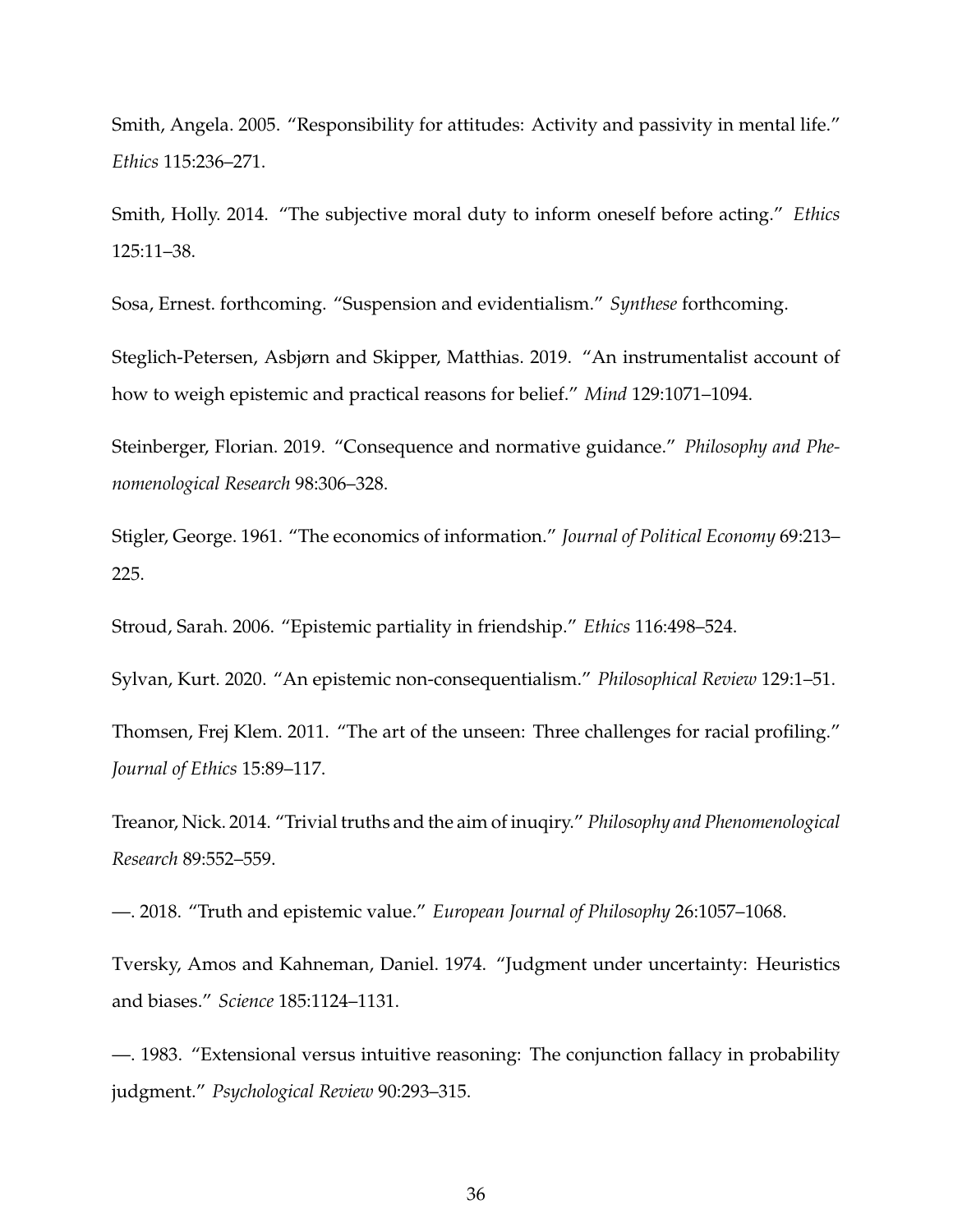Smith, Angela. 2005. "Responsibility for attitudes: Activity and passivity in mental life." *Ethics* 115:236–271.

Smith, Holly. 2014. "The subjective moral duty to inform oneself before acting." *Ethics* 125:11–38.

Sosa, Ernest. forthcoming. "Suspension and evidentialism." *Synthese* forthcoming.

Steglich-Petersen, Asbjørn and Skipper, Matthias. 2019. "An instrumentalist account of how to weigh epistemic and practical reasons for belief." *Mind* 129:1071–1094.

Steinberger, Florian. 2019. "Consequence and normative guidance." *Philosophy and Phenomenological Research* 98:306–328.

Stigler, George. 1961. "The economics of information." *Journal of Political Economy* 69:213–225.

Stroud, Sarah. 2006. "Epistemic partiality in friendship." *Ethics* 116:498–524.

Sylvan, Kurt. 2020. "An epistemic non-consequentialism." *Philosophical Review* 129:1–51.

Thomsen, Frej Klem. 2011. "The art of the unseen: Three challenges for racial profiling." *Journal of Ethics* 15:89–117.

Treanor, Nick. 2014. "Trivial truths and the aim of inuqiry." *Philosophy and Phenomenological Research* 89:552–559.

—. 2018. "Truth and epistemic value." *European Journal of Philosophy* 26:1057–1068.

Tversky, Amos and Kahneman, Daniel. 1974. "Judgment under uncertainty: Heuristics and biases." *Science* 185:1124–1131.

—. 1983. "Extensional versus intuitive reasoning: The conjunction fallacy in probability judgment." *Psychological Review* 90:293–315.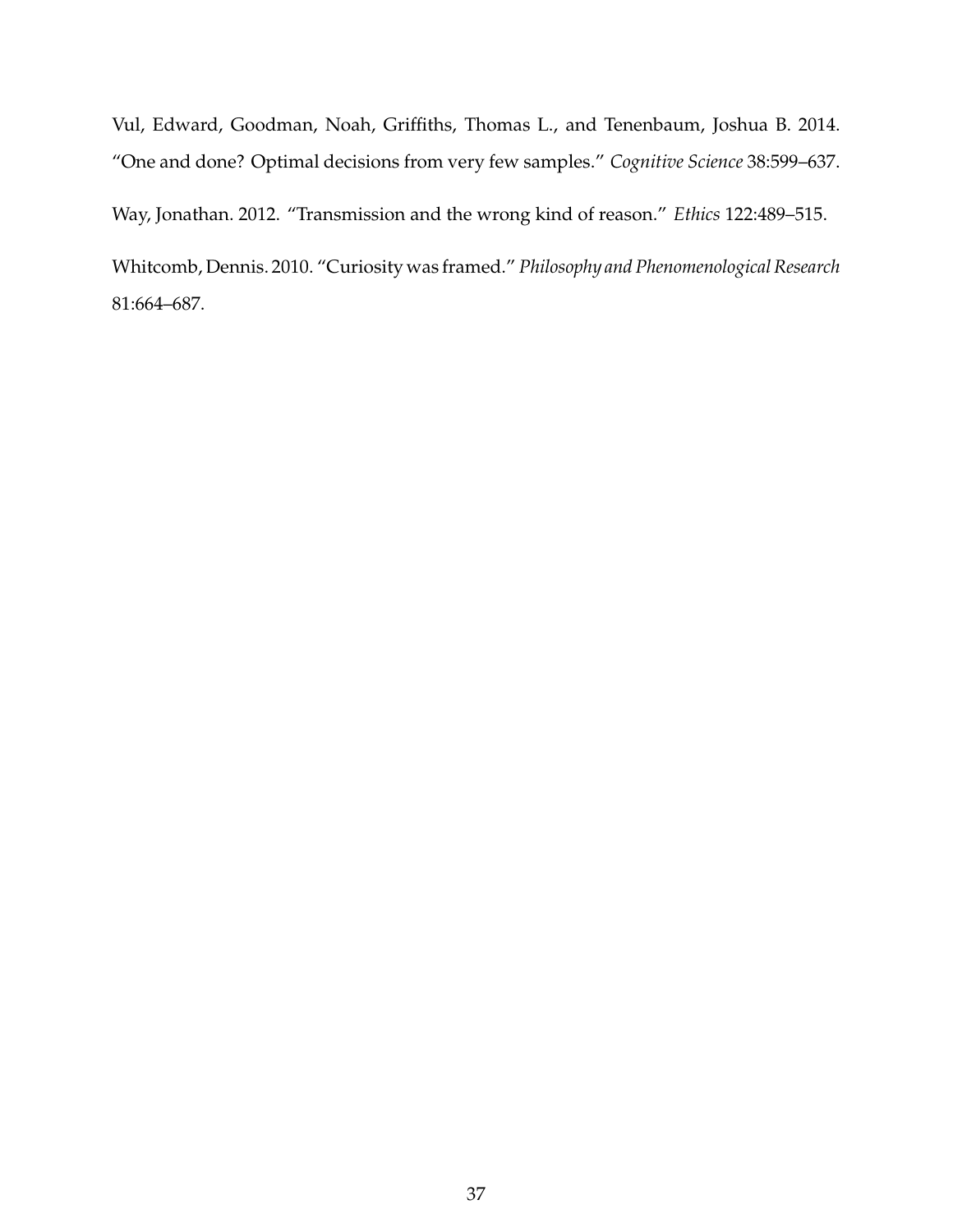Vul, Edward, Goodman, Noah, Griffiths, Thomas L., and Tenenbaum, Joshua B. 2014. "One and done? Optimal decisions from very few samples." *Cognitive Science* 38:599–637.

Way, Jonathan. 2012. "Transmission and the wrong kind of reason." *Ethics* 122:489–515.

Whitcomb, Dennis. 2010. "Curiosity was framed." *Philosophy and Phenomenological Research* 81:664–687.